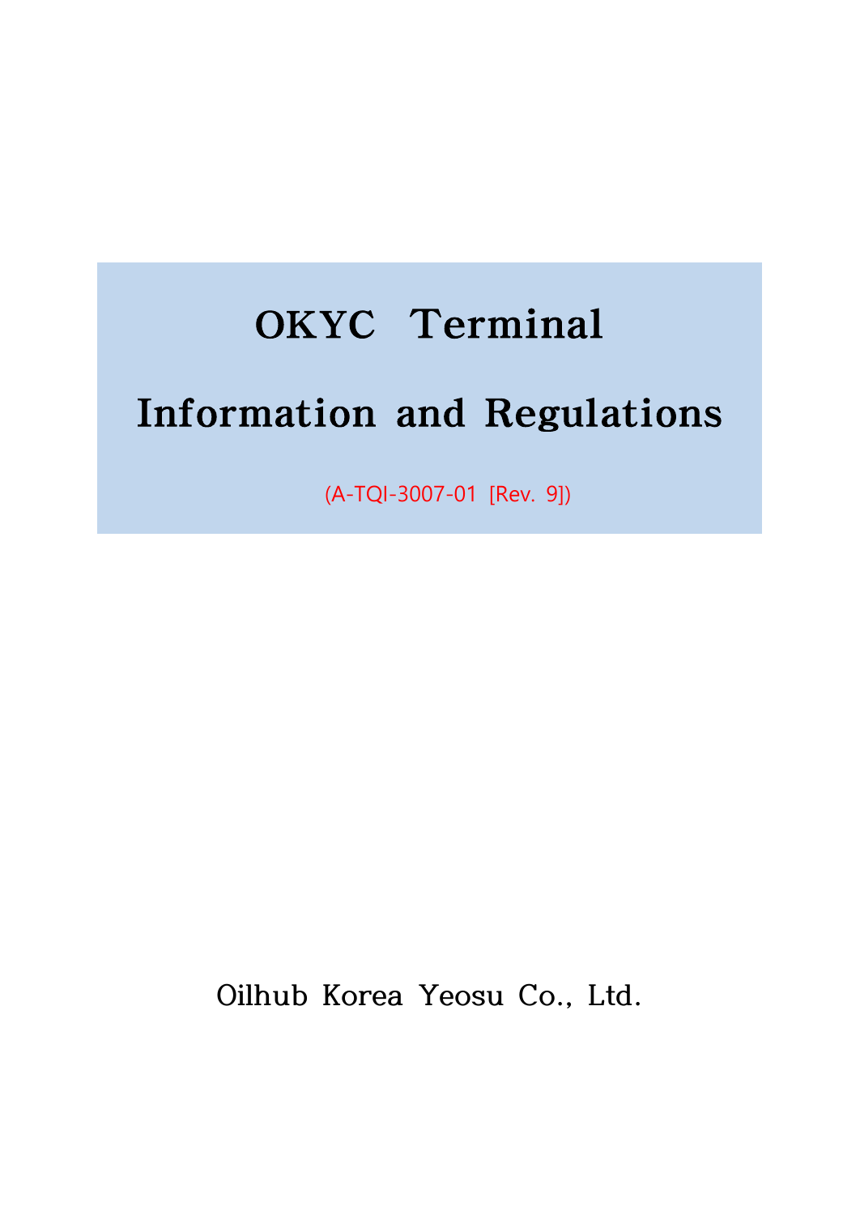# OKYC Terminal

# Information and Regulations

(A-TQI-3007-01 [Rev. 9])

Oilhub Korea Yeosu Co., Ltd.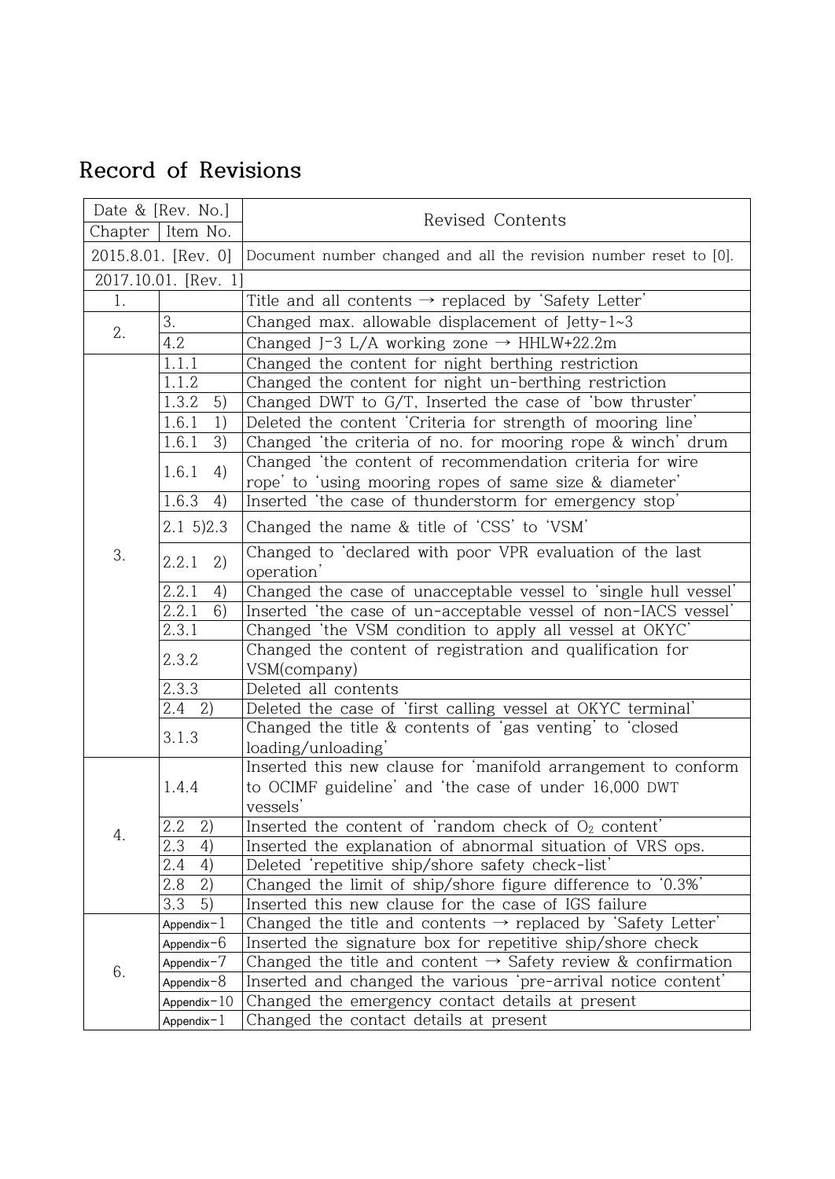# Record of Revisions

| Date & [Rev. No.] | | Revised Contents |
|---|---|---|
| Chapter | Item No. | |
| 2015.8.01. [Rev. 0] | | Document number changed and all the revision number reset to [0]. |
| 2017.10.01. [Rev. 1] | | |
| 1. | | Title and all contents → replaced by 'Safety Letter' |
| 2. | 3. | Changed max. allowable displacement of Jetty-1~3 |
| | 4.2 | Changed J-3 L/A working zone → HHLW+22.2m |
| 3. | 1.1.1 | Changed the content for night berthing restriction |
| | 1.1.2 | Changed the content for night un-berthing restriction |
| | 1.3.2 5) | Changed DWT to G/T, Inserted the case of 'bow thruster' |
| | 1.6.1 1) | Deleted the content 'Criteria for strength of mooring line' |
| | 1.6.1 3) | Changed 'the criteria of no. for mooring rope & winch' drum |
| | 1.6.1 4) | Changed 'the content of recommendation criteria for wire rope' to 'using mooring ropes of same size & diameter' |
| | 1.6.3 4) | Inserted 'the case of thunderstorm for emergency stop' |
| | 2.1 5)2.3 | Changed the name & title of 'CSS' to 'VSM' |
| | 2.2.1 2) | Changed to 'declared with poor VPR evaluation of the last operation' |
| | 2.2.1 4) | Changed the case of unacceptable vessel to 'single hull vessel' |
| | 2.2.1 6) | Inserted 'the case of un-acceptable vessel of non-IACS vessel' |
| | 2.3.1 | Changed 'the VSM condition to apply all vessel at OKYC' |
| | 2.3.2 | Changed the content of registration and qualification for VSM(company) |
| | 2.3.3 | Deleted all contents |
| | 2.4 2) | Deleted the case of 'first calling vessel at OKYC terminal' |
| | 3.1.3 | Changed the title & contents of 'gas venting' to 'closed loading/unloading' |
| 4. | 1.4.4 | Inserted this new clause for 'manifold arrangement to conform to OCIMF guideline' and 'the case of under 16,000 DWT vessels' |
| | 2.2 2) | Inserted the content of 'random check of $O_2$ content' |
| | 2.3 4) | Inserted the explanation of abnormal situation of VRS ops. |
| | 2.4 4) | Deleted 'repetitive ship/shore safety check-list' |
| | 2.8 2) | Changed the limit of ship/shore figure difference to '0.3%' |
| | 3.3 5) | Inserted this new clause for the case of IGS failure |
| 6. | Appendix-1 | Changed the title and contents → replaced by 'Safety Letter' |
| | Appendix-6 | Inserted the signature box for repetitive ship/shore check |
| | Appendix-7 | Changed the title and content → Safety review & confirmation |
| | Appendix-8 | Inserted and changed the various 'pre-arrival notice content' |
| | Appendix-10 | Changed the emergency contact details at present |
| | Appendix-1 | Changed the contact details at present |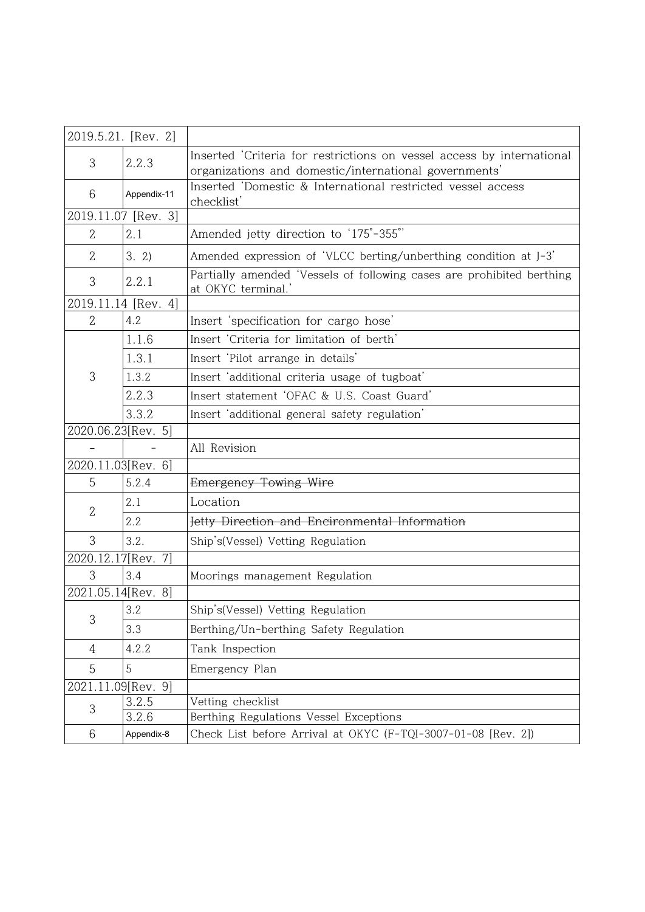| | | |
|---|---|---|
| 2019.5.21. [Rev. 2] | | |
| 3 | 2.2.3 | Inserted 'Criteria for restrictions on vessel access by international organizations and domestic/international governments' |
| 6 | Appendix-11 | Inserted 'Domestic & International restricted vessel access checklist' |
| 2019.11.07 [Rev. 3] | | |
| 2 | 2.1 | Amended jetty direction to '175˚-355˚' |
| 2 | 3. 2) | Amended expression of 'VLCC berting/unberthing condition at J-3' |
| 3 | 2.2.1 | Partially amended 'Vessels of following cases are prohibited berthing at OKYC terminal.' |
| 2019.11.14 [Rev. 4] | | |
| 2 | 4.2 | Insert 'specification for cargo hose' |
| 3 | 1.1.6 | Insert 'Criteria for limitation of berth' |
| | 1.3.1 | Insert 'Pilot arrange in details' |
| | 1.3.2 | Insert 'additional criteria usage of tugboat' |
| | 2.2.3 | Insert statement 'OFAC & U.S. Coast Guard' |
| | 3.3.2 | Insert 'additional general safety regulation' |
| 2020.06.23[Rev. 5] | | |
| - | - | All Revision |
| 2020.11.03[Rev. 6] | | |
| 5 | 5.2.4 | ~~Emergency Towing Wire~~ |
| 2 | 2.1 | Location |
| | 2.2 | ~~Jetty Direction and Encironmental Information~~ |
| 3 | 3.2. | Ship's(Vessel) Vetting Regulation |
| 2020.12.17[Rev. 7] | | |
| 3 | 3.4 | Moorings management Regulation |
| 2021.05.14[Rev. 8] | | |
| 3 | 3.2 | Ship's(Vessel) Vetting Regulation |
| | 3.3 | Berthing/Un-berthing Safety Regulation |
| 4 | 4.2.2 | Tank Inspection |
| 5 | 5 | Emergency Plan |
| 2021.11.09[Rev. 9] | | |
| 3 | 3.2.5 | Vetting checklist |
| | 3.2.6 | Berthing Regulations Vessel Exceptions |
| 6 | Appendix-8 | Check List before Arrival at OKYC (F-TQI-3007-01-08 [Rev. 2]) |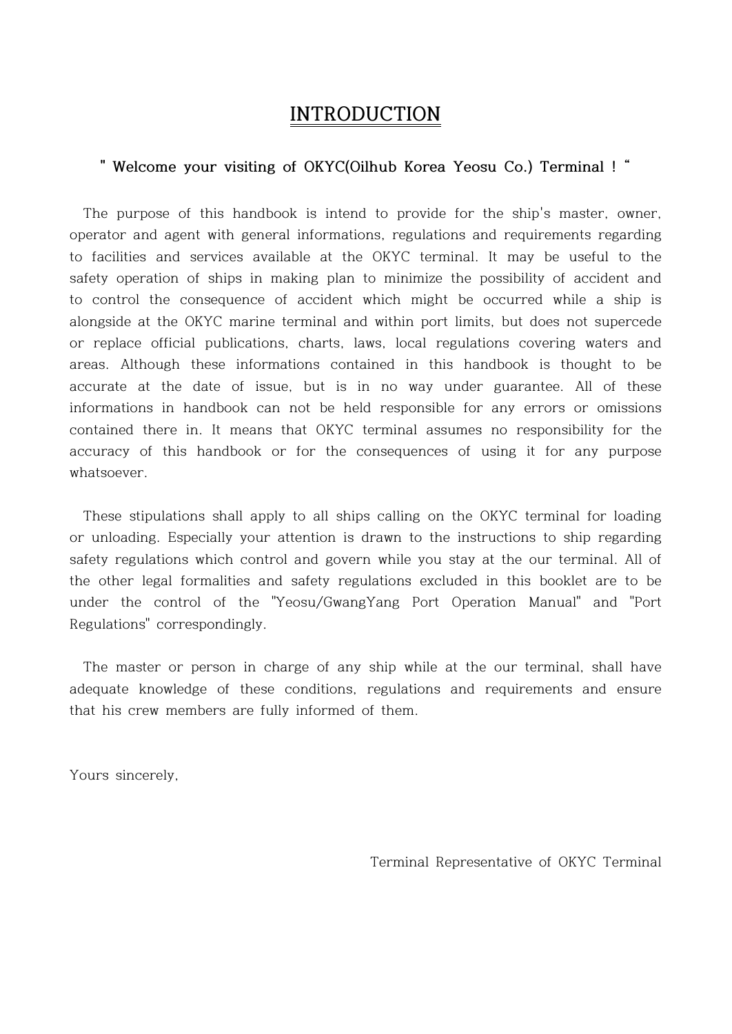# INTRODUCTION

**" Welcome your visiting of OKYC(Oilhub Korea Yeosu Co.) Terminal ! “**

The purpose of this handbook is intend to provide for the ship's master, owner, operator and agent with general informations, regulations and requirements regarding to facilities and services available at the OKYC terminal. It may be useful to the safety operation of ships in making plan to minimize the possibility of accident and to control the consequence of accident which might be occurred while a ship is alongside at the OKYC marine terminal and within port limits, but does not supercede or replace official publications, charts, laws, local regulations covering waters and areas. Although these informations contained in this handbook is thought to be accurate at the date of issue, but is in no way under guarantee. All of these informations in handbook can not be held responsible for any errors or omissions contained there in. It means that OKYC terminal assumes no responsibility for the accuracy of this handbook or for the consequences of using it for any purpose whatsoever.

These stipulations shall apply to all ships calling on the OKYC terminal for loading or unloading. Especially your attention is drawn to the instructions to ship regarding safety regulations which control and govern while you stay at the our terminal. All of the other legal formalities and safety regulations excluded in this booklet are to be under the control of the "Yeosu/GwangYang Port Operation Manual" and "Port Regulations" correspondingly.

The master or person in charge of any ship while at the our terminal, shall have adequate knowledge of these conditions, regulations and requirements and ensure that his crew members are fully informed of them.

Yours sincerely,

Terminal Representative of OKYC Terminal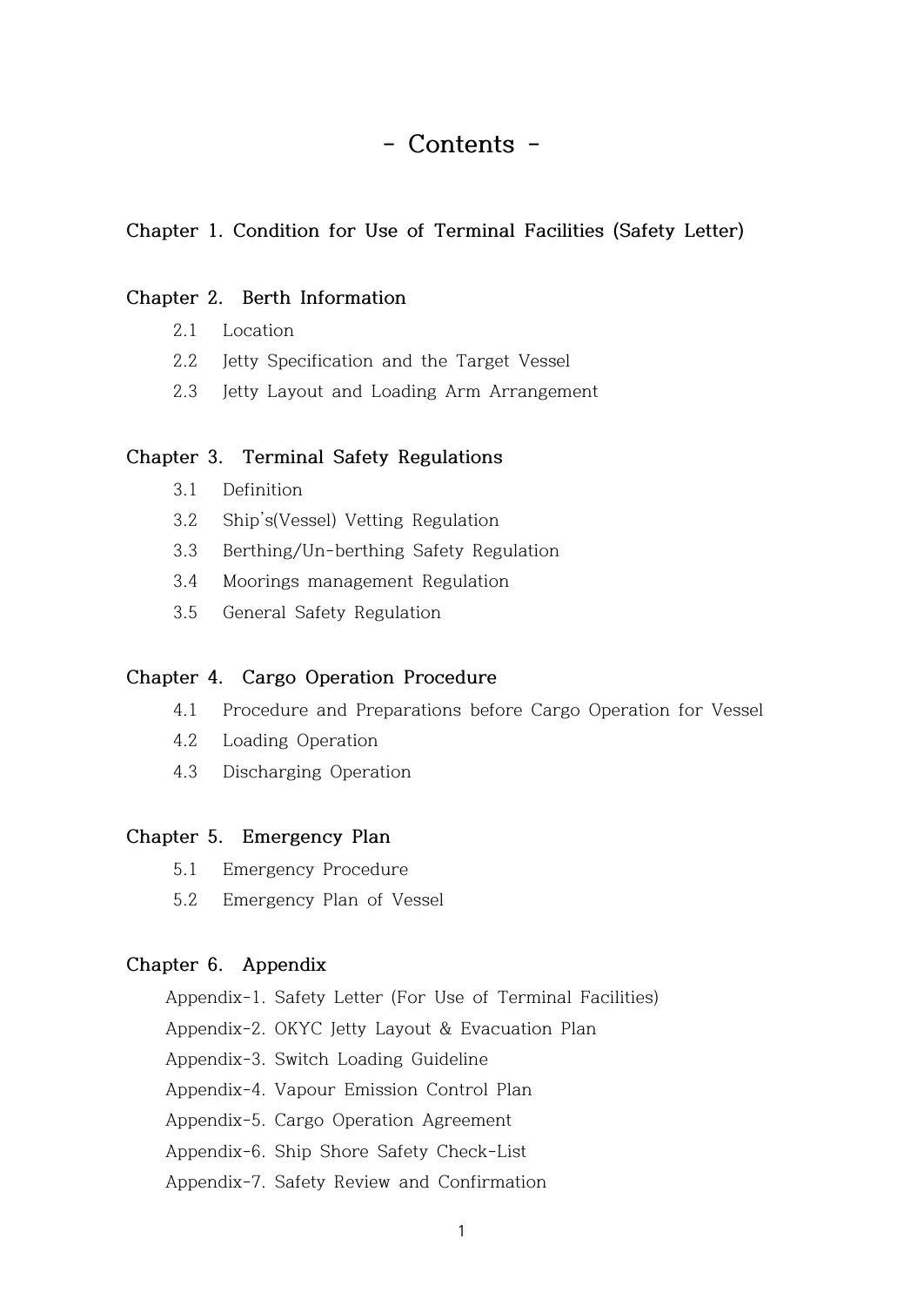# - Contents -

**Chapter 1. Condition for Use of Terminal Facilities (Safety Letter)**

**Chapter 2. Berth Information**

- 2.1 Location
- 2.2 Jetty Specification and the Target Vessel
- 2.3 Jetty Layout and Loading Arm Arrangement

**Chapter 3. Terminal Safety Regulations**

- 3.1 Definition
- 3.2 Ship's(Vessel) Vetting Regulation
- 3.3 Berthing/Un-berthing Safety Regulation
- 3.4 Moorings management Regulation
- 3.5 General Safety Regulation

**Chapter 4. Cargo Operation Procedure**

- 4.1 Procedure and Preparations before Cargo Operation for Vessel
- 4.2 Loading Operation
- 4.3 Discharging Operation

**Chapter 5. Emergency Plan**

- 5.1 Emergency Procedure
- 5.2 Emergency Plan of Vessel

**Chapter 6. Appendix**

- Appendix-1. Safety Letter (For Use of Terminal Facilities)
- Appendix-2. OKYC Jetty Layout & Evacuation Plan
- Appendix-3. Switch Loading Guideline
- Appendix-4. Vapour Emission Control Plan
- Appendix-5. Cargo Operation Agreement
- Appendix-6. Ship Shore Safety Check-List
- Appendix-7. Safety Review and Confirmation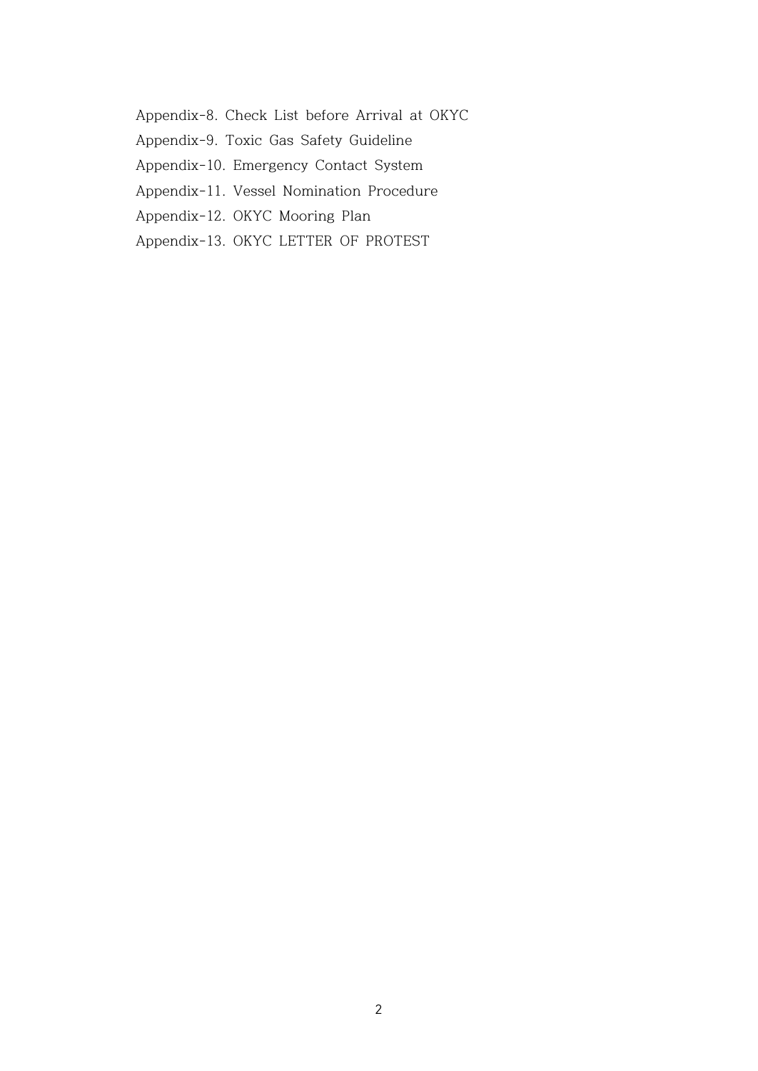Appendix-8. Check List before Arrival at OKYC

Appendix-9. Toxic Gas Safety Guideline

Appendix-10. Emergency Contact System

Appendix-11. Vessel Nomination Procedure

Appendix-12. OKYC Mooring Plan

Appendix-13. OKYC LETTER OF PROTEST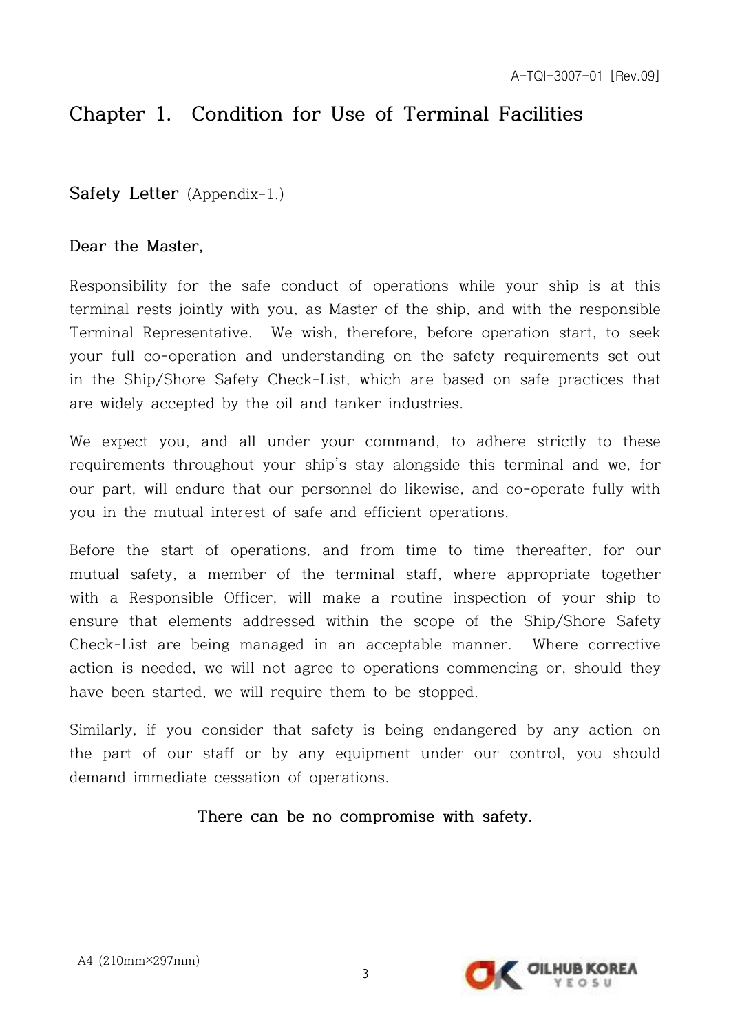# Chapter 1. Condition for Use of Terminal Facilities

## **Safety Letter** (Appendix-1.)

**Dear the Master,**

Responsibility for the safe conduct of operations while your ship is at this terminal rests jointly with you, as Master of the ship, and with the responsible Terminal Representative. We wish, therefore, before operation start, to seek your full co-operation and understanding on the safety requirements set out in the Ship/Shore Safety Check-List, which are based on safe practices that are widely accepted by the oil and tanker industries.

We expect you, and all under your command, to adhere strictly to these requirements throughout your ship's stay alongside this terminal and we, for our part, will endure that our personnel do likewise, and co-operate fully with you in the mutual interest of safe and efficient operations.

Before the start of operations, and from time to time thereafter, for our mutual safety, a member of the terminal staff, where appropriate together with a Responsible Officer, will make a routine inspection of your ship to ensure that elements addressed within the scope of the Ship/Shore Safety Check-List are being managed in an acceptable manner. Where corrective action is needed, we will not agree to operations commencing or, should they have been started, we will require them to be stopped.

Similarly, if you consider that safety is being endangered by any action on the part of our staff or by any equipment under our control, you should demand immediate cessation of operations.

**There can be no compromise with safety.**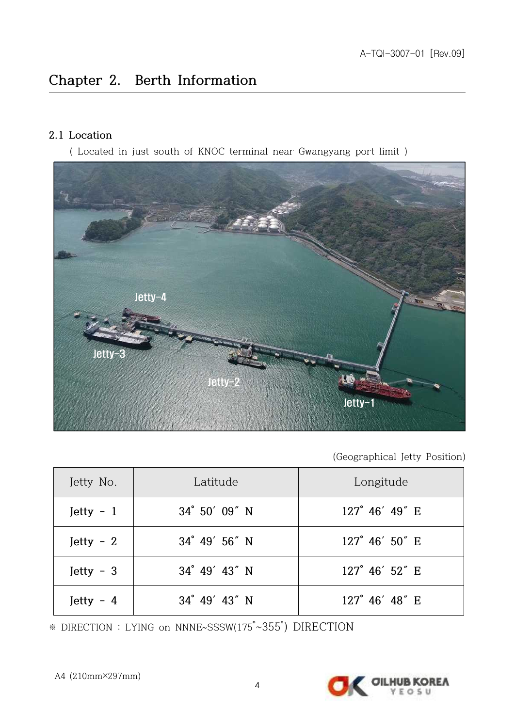# Chapter 2. Berth Information

## 2.1 Location

( Located in just south of KNOC terminal near Gwangyang port limit )

(Geographical Jetty Position)

| Jetty No. | Latitude | Longitude |
|---|---|---|
| Jetty - 1 | 34˚ 50′ 09″ N | 127˚ 46′ 49″ E |
| Jetty - 2 | 34˚ 49′ 56″ N | 127˚ 46′ 50″ E |
| Jetty - 3 | 34˚ 49′ 43″ N | 127˚ 46′ 52″ E |
| Jetty - 4 | 34˚ 49′ 43″ N | 127˚ 46′ 48″ E |

※ DIRECTION : LYING on NNNE~SSSW(175˚~355˚) DIRECTION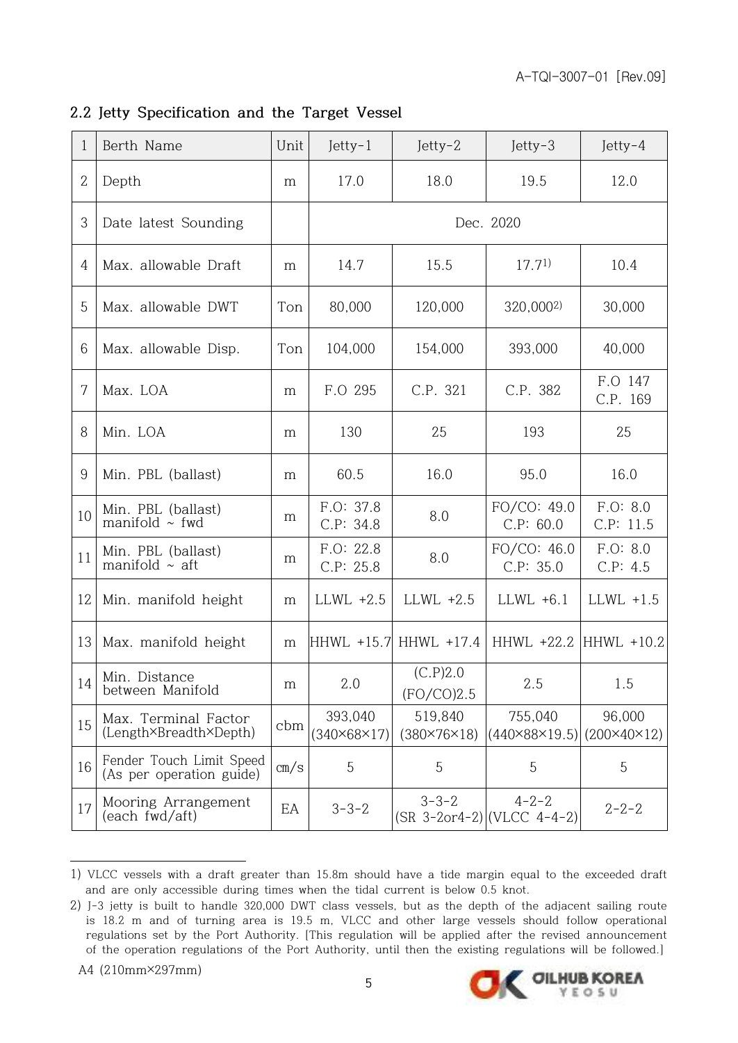## 2.2 Jetty Specification and the Target Vessel

| 1 | Berth Name | Unit | Jetty-1 | Jetty-2 | Jetty-3 | Jetty-4 |
|---|---|---|---|---|---|---|
| 2 | Depth | m | 17.0 | 18.0 | 19.5 | 12.0 |
| 3 | Date latest Sounding | | Dec. 2020 | | | |
| 4 | Max. allowable Draft | m | 14.7 | 15.5 | 17.7[1] | 10.4 |
| 5 | Max. allowable DWT | Ton | 80,000 | 120,000 | 320,000[2] | 30,000 |
| 6 | Max. allowable Disp. | Ton | 104,000 | 154,000 | 393,000 | 40,000 |
| 7 | Max. LOA | m | F.O 295 | C.P. 321 | C.P. 382 | F.O 147<br>C.P. 169 |
| 8 | Min. LOA | m | 130 | 25 | 193 | 25 |
| 9 | Min. PBL (ballast) | m | 60.5 | 16.0 | 95.0 | 16.0 |
| 10 | Min. PBL (ballast) manifold ~ fwd | m | F.O: 37.8<br>C.P: 34.8 | 8.0 | FO/CO: 49.0<br>C.P: 60.0 | F.O: 8.0<br>C.P: 11.5 |
| 11 | Min. PBL (ballast) manifold ~ aft | m | F.O: 22.8<br>C.P: 25.8 | 8.0 | FO/CO: 46.0<br>C.P: 35.0 | F.O: 8.0<br>C.P: 4.5 |
| 12 | Min. manifold height | m | LLWL +2.5 | LLWL +2.5 | LLWL +6.1 | LLWL +1.5 |
| 13 | Max. manifold height | m | HHWL +15.7 | HHWL +17.4 | HHWL +22.2 | HHWL +10.2 |
| 14 | Min. Distance between Manifold | m | 2.0 | (C.P)2.0<br>(FO/CO)2.5 | 2.5 | 1.5 |
| 15 | Max. Terminal Factor (Length×Breadth×Depth) | cbm | 393,040<br>(340×68×17) | 519,840<br>(380×76×18) | 755,040<br>(440×88×19.5) | 96,000<br>(200×40×12) |
| 16 | Fender Touch Limit Speed (As per operation guide) | ㎝/s | 5 | 5 | 5 | 5 |
| 17 | Mooring Arrangement (each fwd/aft) | EA | 3-3-2 | 3-3-2<br>(SR 3-2or4-2) | 4-2-2<br>(VLCC 4-4-2) | 2-2-2 |

1) VLCC vessels with a draft greater than 15.8m should have a tide margin equal to the exceeded draft and are only accessible during times when the tidal current is below 0.5 knot.

2) J-3 jetty is built to handle 320,000 DWT class vessels, but as the depth of the adjacent sailing route is 18.2 m and of turning area is 19.5 m, VLCC and other large vessels should follow operational regulations set by the Port Authority. [This regulation will be applied after the revised announcement of the operation regulations of the Port Authority, until then the existing regulations will be followed.]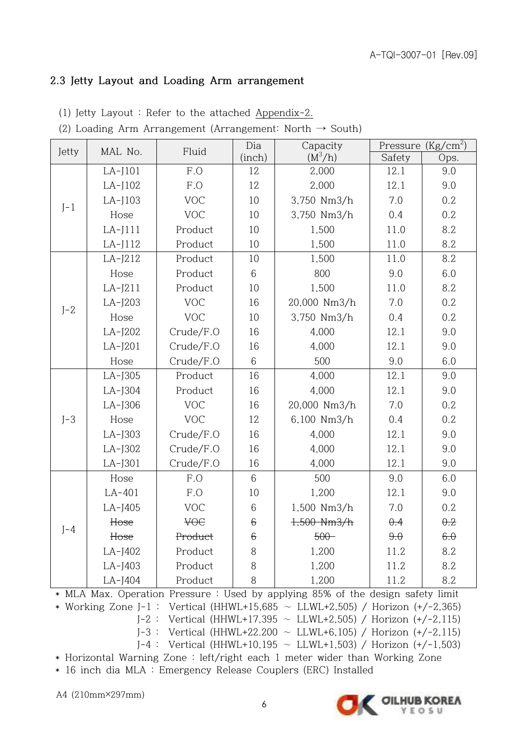## 2.3 Jetty Layout and Loading Arm arrangement

(1) Jetty Layout : Refer to the attached Appendix-2.

(2) Loading Arm Arrangement (Arrangement: North → South)

| Jetty | MAL No. | Fluid | Dia (inch) | Capacity ($M^3/h$) | Pressure ($Kg/cm^2$) | |
|---|---|---|---|---|---|---|
| | | | | | Safety | Ops. |
| J-1 | LA-J101 | F.O | 12 | 2,000 | 12.1 | 9.0 |
| | LA-J102 | F.O | 12 | 2,000 | 12.1 | 9.0 |
| | LA-J103 | VOC | 10 | 3,750 Nm3/h | 7.0 | 0.2 |
| | Hose | VOC | 10 | 3,750 Nm3/h | 0.4 | 0.2 |
| | LA-J111 | Product | 10 | 1,500 | 11.0 | 8.2 |
| | LA-J112 | Product | 10 | 1,500 | 11.0 | 8.2 |
| J-2 | LA-J212 | Product | 10 | 1,500 | 11.0 | 8.2 |
| | Hose | Product | 6 | 800 | 9.0 | 6.0 |
| | LA-J211 | Product | 10 | 1,500 | 11.0 | 8.2 |
| | LA-J203 | VOC | 16 | 20,000 Nm3/h | 7.0 | 0.2 |
| | Hose | VOC | 10 | 3,750 Nm3/h | 0.4 | 0.2 |
| | LA-J202 | Crude/F.O | 16 | 4,000 | 12.1 | 9.0 |
| | LA-J201 | Crude/F.O | 16 | 4,000 | 12.1 | 9.0 |
| | Hose | Crude/F.O | 6 | 500 | 9.0 | 6.0 |
| J-3 | LA-J305 | Product | 16 | 4,000 | 12.1 | 9.0 |
| | LA-J304 | Product | 16 | 4,000 | 12.1 | 9.0 |
| | LA-J306 | VOC | 16 | 20,000 Nm3/h | 7.0 | 0.2 |
| | Hose | VOC | 12 | 6,100 Nm3/h | 0.4 | 0.2 |
| | LA-J303 | Crude/F.O | 16 | 4,000 | 12.1 | 9.0 |
| | LA-J302 | Crude/F.O | 16 | 4,000 | 12.1 | 9.0 |
| | LA-J301 | Crude/F.O | 16 | 4,000 | 12.1 | 9.0 |
| J-4 | Hose | F.O | 6 | 500 | 9.0 | 6.0 |
| | LA-401 | F.O | 10 | 1,200 | 12.1 | 9.0 |
| | LA-J405 | VOC | 6 | 1,500 Nm3/h | 7.0 | 0.2 |
| | ~~Hose~~ | ~~VOC~~ | ~~6~~ | ~~1,500 Nm3/h~~ | ~~0.4~~ | ~~0.2~~ |
| | ~~Hose~~ | ~~Product~~ | ~~6~~ | ~~500~~ | ~~9.0~~ | ~~6.0~~ |
| | LA-J402 | Product | 8 | 1,200 | 11.2 | 8.2 |
| | LA-J403 | Product | 8 | 1,200 | 11.2 | 8.2 |
| | LA-J404 | Product | 8 | 1,200 | 11.2 | 8.2 |

* MLA Max. Operation Pressure : Used by applying 85% of the design safety limit
* Working Zone J-1 : Vertical (HHWL+15,685 ~ LLWL+2,505) / Horizon (+/-2,365)
  J-2 : Vertical (HHWL+17,395 ~ LLWL+2,505) / Horizon (+/-2,115)
  J-3 : Vertical (HHWL+22.200 ~ LLWL+6,105) / Horizon (+/-2,115)
  J-4 : Vertical (HHWL+10,195 ~ LLWL+1,503) / Horizon (+/-1,503)
* Horizontal Warning Zone : left/right each 1 meter wider than Working Zone
* 16 inch dia MLA : Emergency Release Couplers (ERC) Installed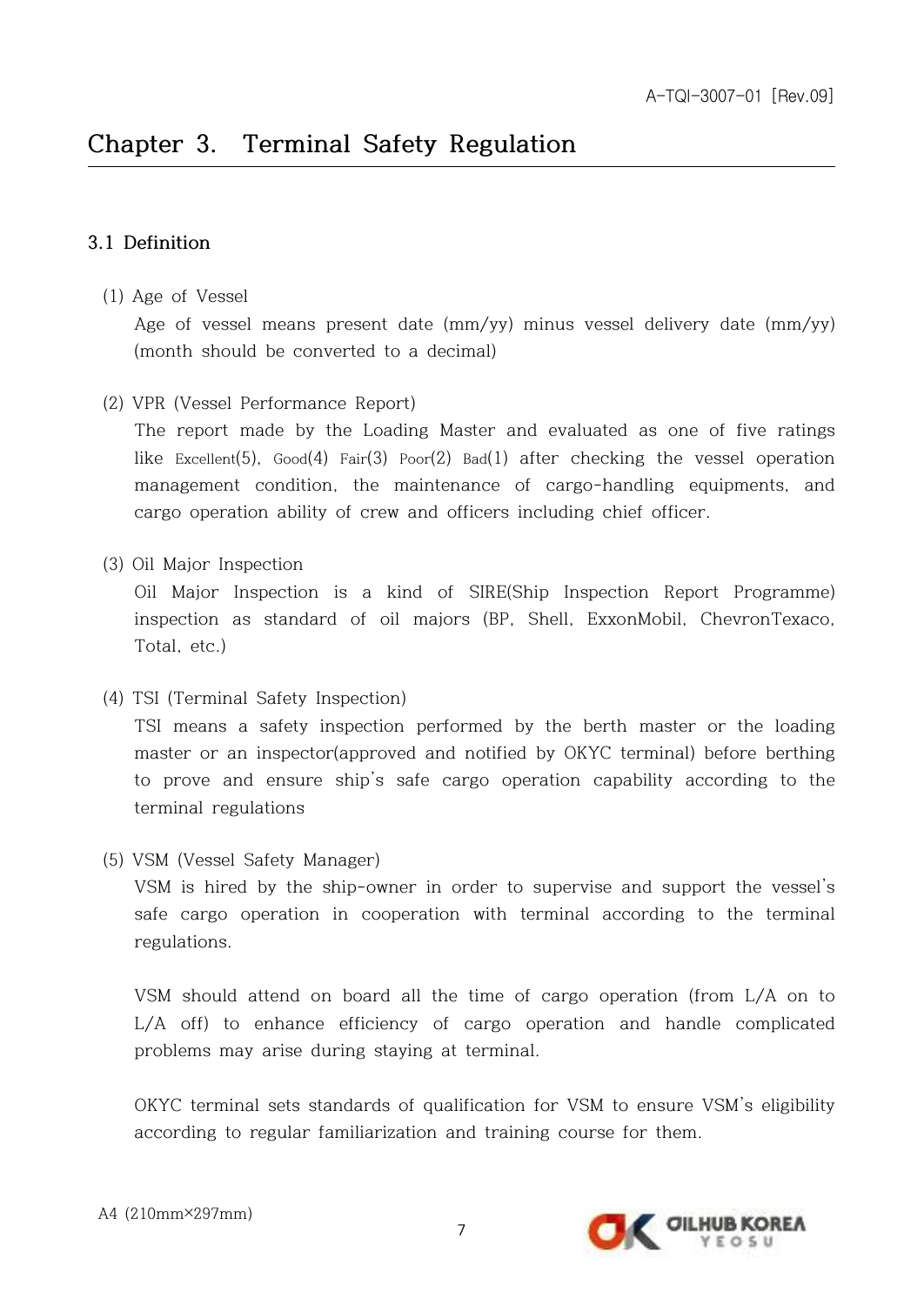# Chapter 3. Terminal Safety Regulation

## 3.1 Definition

(1) Age of Vessel

Age of vessel means present date (mm/yy) minus vessel delivery date (mm/yy) (month should be converted to a decimal)

(2) VPR (Vessel Performance Report)

The report made by the Loading Master and evaluated as one of five ratings like Excellent(5), Good(4) Fair(3) Poor(2) Bad(1) after checking the vessel operation management condition, the maintenance of cargo-handling equipments, and cargo operation ability of crew and officers including chief officer.

(3) Oil Major Inspection

Oil Major Inspection is a kind of SIRE(Ship Inspection Report Programme) inspection as standard of oil majors (BP, Shell, ExxonMobil, ChevronTexaco, Total, etc.)

(4) TSI (Terminal Safety Inspection)

TSI means a safety inspection performed by the berth master or the loading master or an inspector(approved and notified by OKYC terminal) before berthing to prove and ensure ship's safe cargo operation capability according to the terminal regulations

(5) VSM (Vessel Safety Manager)

VSM is hired by the ship-owner in order to supervise and support the vessel's safe cargo operation in cooperation with terminal according to the terminal regulations.

VSM should attend on board all the time of cargo operation (from L/A on to L/A off) to enhance efficiency of cargo operation and handle complicated problems may arise during staying at terminal.

OKYC terminal sets standards of qualification for VSM to ensure VSM's eligibility according to regular familiarization and training course for them.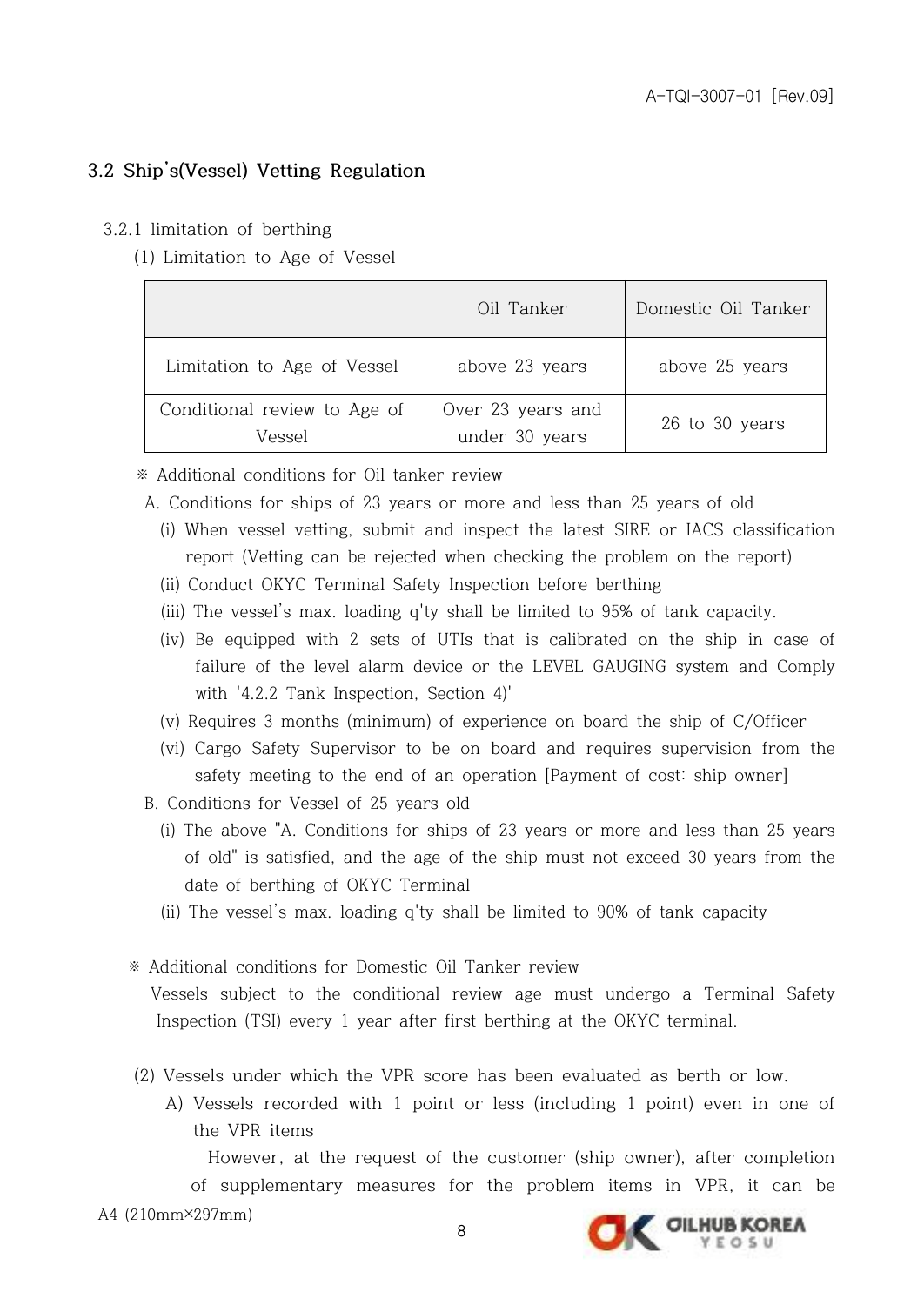## 3.2 Ship's(Vessel) Vetting Regulation

3.2.1 limitation of berthing

(1) Limitation to Age of Vessel

| | Oil Tanker | Domestic Oil Tanker |
|---|---|---|
| Limitation to Age of Vessel | above 23 years | above 25 years |
| Conditional review to Age of Vessel | Over 23 years and under 30 years | 26 to 30 years |

※ Additional conditions for Oil tanker review

A. Conditions for ships of 23 years or more and less than 25 years of old

(i) When vessel vetting, submit and inspect the latest SIRE or IACS classification report (Vetting can be rejected when checking the problem on the report)

(ii) Conduct OKYC Terminal Safety Inspection before berthing

(iii) The vessel's max. loading q'ty shall be limited to 95% of tank capacity.

(iv) Be equipped with 2 sets of UTIs that is calibrated on the ship in case of failure of the level alarm device or the LEVEL GAUGING system and Comply with '4.2.2 Tank Inspection, Section 4)'

(v) Requires 3 months (minimum) of experience on board the ship of C/Officer

(vi) Cargo Safety Supervisor to be on board and requires supervision from the safety meeting to the end of an operation [Payment of cost: ship owner]

B. Conditions for Vessel of 25 years old

(i) The above "A. Conditions for ships of 23 years or more and less than 25 years of old" is satisfied, and the age of the ship must not exceed 30 years from the date of berthing of OKYC Terminal

(ii) The vessel's max. loading q'ty shall be limited to 90% of tank capacity

※ Additional conditions for Domestic Oil Tanker review

Vessels subject to the conditional review age must undergo a Terminal Safety Inspection (TSI) every 1 year after first berthing at the OKYC terminal.

(2) Vessels under which the VPR score has been evaluated as berth or low.

A) Vessels recorded with 1 point or less (including 1 point) even in one of the VPR items

However, at the request of the customer (ship owner), after completion of supplementary measures for the problem items in VPR, it can be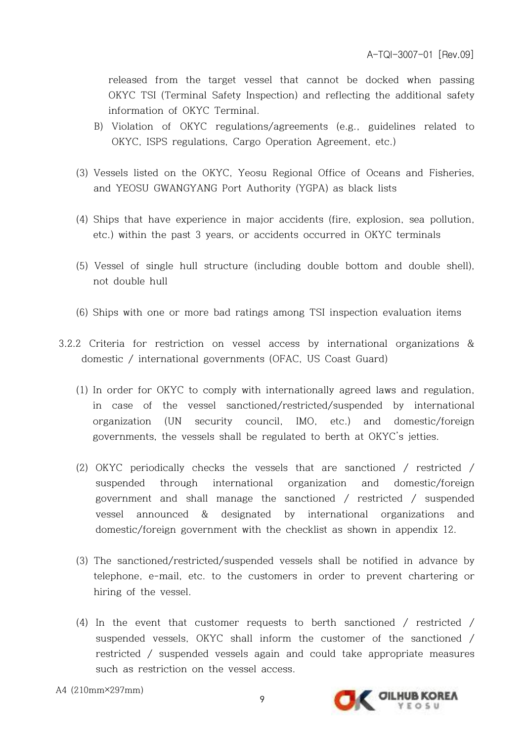released from the target vessel that cannot be docked when passing OKYC TSI (Terminal Safety Inspection) and reflecting the additional safety information of OKYC Terminal.

B) Violation of OKYC regulations/agreements (e.g., guidelines related to OKYC, ISPS regulations, Cargo Operation Agreement, etc.)

(3) Vessels listed on the OKYC, Yeosu Regional Office of Oceans and Fisheries, and YEOSU GWANGYANG Port Authority (YGPA) as black lists

(4) Ships that have experience in major accidents (fire, explosion, sea pollution, etc.) within the past 3 years, or accidents occurred in OKYC terminals

(5) Vessel of single hull structure (including double bottom and double shell), not double hull

(6) Ships with one or more bad ratings among TSI inspection evaluation items

3.2.2 Criteria for restriction on vessel access by international organizations & domestic / international governments (OFAC, US Coast Guard)

(1) In order for OKYC to comply with internationally agreed laws and regulation, in case of the vessel sanctioned/restricted/suspended by international organization (UN security council, IMO, etc.) and domestic/foreign governments, the vessels shall be regulated to berth at OKYC's jetties.

(2) OKYC periodically checks the vessels that are sanctioned / restricted / suspended through international organization and domestic/foreign government and shall manage the sanctioned / restricted / suspended vessel announced & designated by international organizations and domestic/foreign government with the checklist as shown in appendix 12.

(3) The sanctioned/restricted/suspended vessels shall be notified in advance by telephone, e-mail, etc. to the customers in order to prevent chartering or hiring of the vessel.

(4) In the event that customer requests to berth sanctioned / restricted / suspended vessels, OKYC shall inform the customer of the sanctioned / restricted / suspended vessels again and could take appropriate measures such as restriction on the vessel access.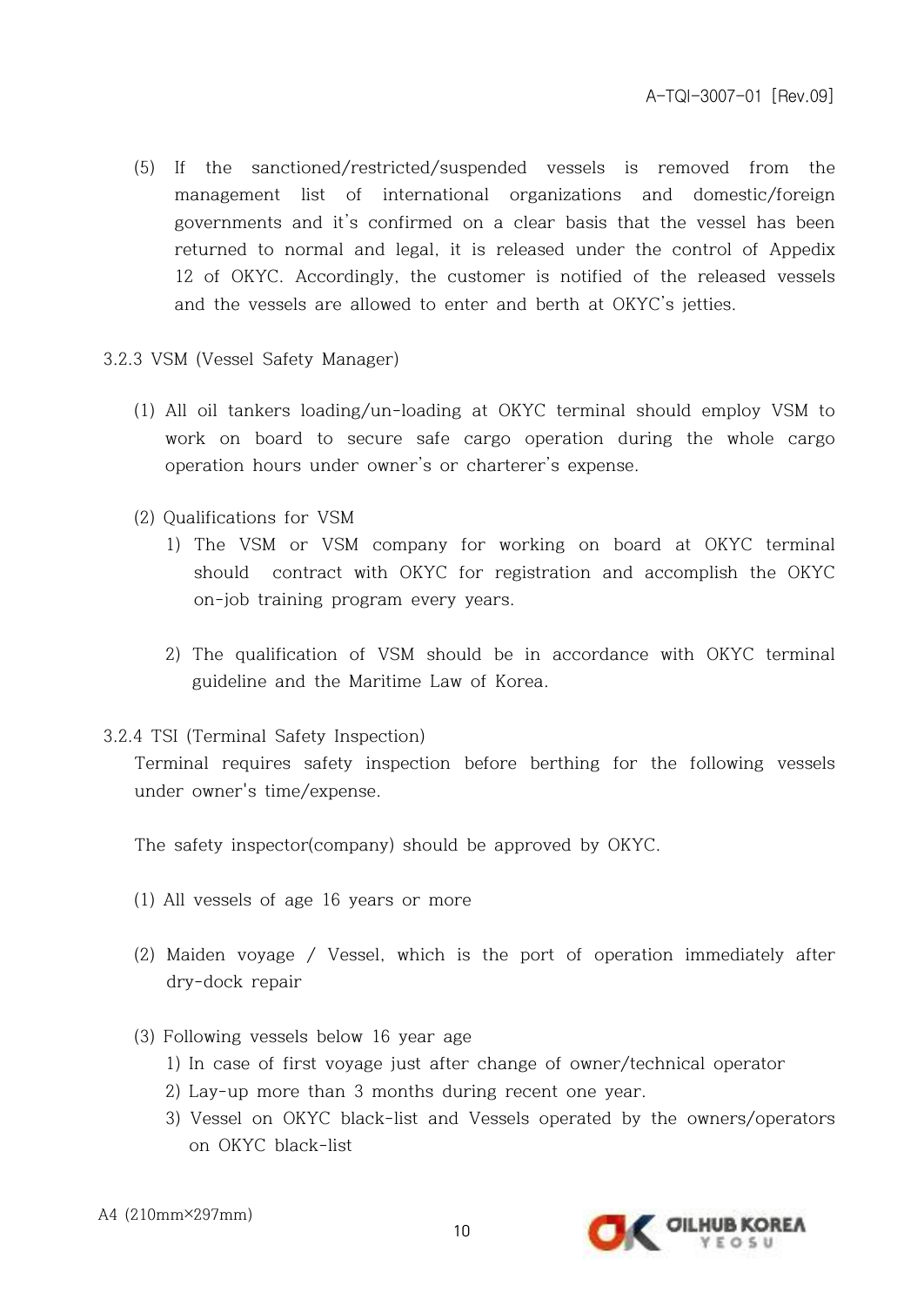(5) If the sanctioned/restricted/suspended vessels is removed from the management list of international organizations and domestic/foreign governments and it's confirmed on a clear basis that the vessel has been returned to normal and legal, it is released under the control of Appedix 12 of OKYC. Accordingly, the customer is notified of the released vessels and the vessels are allowed to enter and berth at OKYC's jetties.

### 3.2.3 VSM (Vessel Safety Manager)

(1) All oil tankers loading/un-loading at OKYC terminal should employ VSM to work on board to secure safe cargo operation during the whole cargo operation hours under owner's or charterer's expense.

(2) Qualifications for VSM

1) The VSM or VSM company for working on board at OKYC terminal should contract with OKYC for registration and accomplish the OKYC on-job training program every years.

2) The qualification of VSM should be in accordance with OKYC terminal guideline and the Maritime Law of Korea.

### 3.2.4 TSI (Terminal Safety Inspection)

Terminal requires safety inspection before berthing for the following vessels under owner's time/expense.

The safety inspector(company) should be approved by OKYC.

(1) All vessels of age 16 years or more

(2) Maiden voyage / Vessel, which is the port of operation immediately after dry-dock repair

(3) Following vessels below 16 year age

1) In case of first voyage just after change of owner/technical operator
2) Lay-up more than 3 months during recent one year.
3) Vessel on OKYC black-list and Vessels operated by the owners/operators on OKYC black-list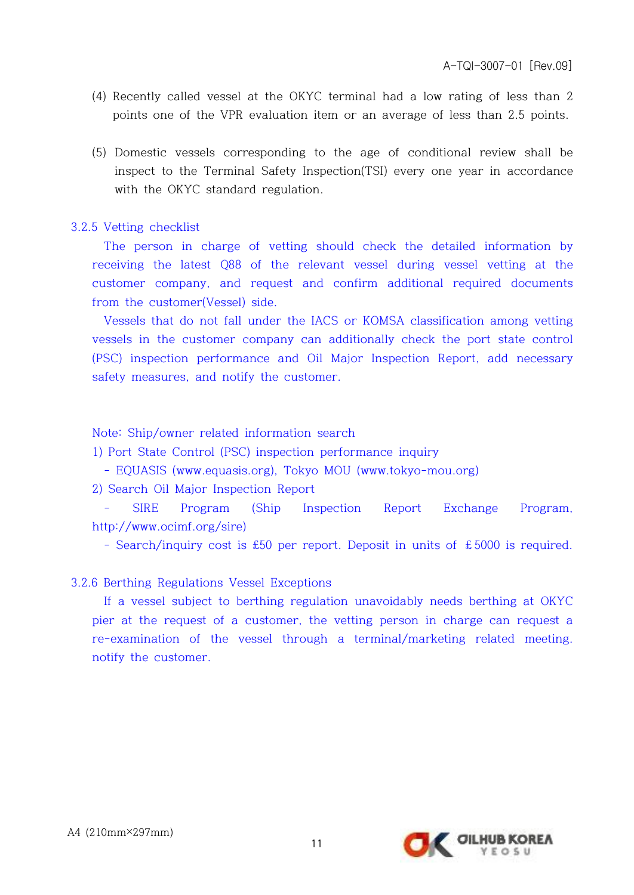(4) Recently called vessel at the OKYC terminal had a low rating of less than 2 points one of the VPR evaluation item or an average of less than 2.5 points.

(5) Domestic vessels corresponding to the age of conditional review shall be inspect to the Terminal Safety Inspection(TSI) every one year in accordance with the OKYC standard regulation.

### 3.2.5 Vetting checklist

The person in charge of vetting should check the detailed information by receiving the latest Q88 of the relevant vessel during vessel vetting at the customer company, and request and confirm additional required documents from the customer(Vessel) side.

Vessels that do not fall under the IACS or KOMSA classification among vetting vessels in the customer company can additionally check the port state control (PSC) inspection performance and Oil Major Inspection Report, add necessary safety measures, and notify the customer.

Note: Ship/owner related information search

1) Port State Control (PSC) inspection performance inquiry
   - EQUASIS (www.equasis.org), Tokyo MOU (www.tokyo-mou.org)
2) Search Oil Major Inspection Report
   - SIRE Program (Ship Inspection Report Exchange Program, http://www.ocimf.org/sire)
   - Search/inquiry cost is £50 per report. Deposit in units of ￡5000 is required.

### 3.2.6 Berthing Regulations Vessel Exceptions

If a vessel subject to berthing regulation unavoidably needs berthing at OKYC pier at the request of a customer, the vetting person in charge can request a re-examination of the vessel through a terminal/marketing related meeting. notify the customer.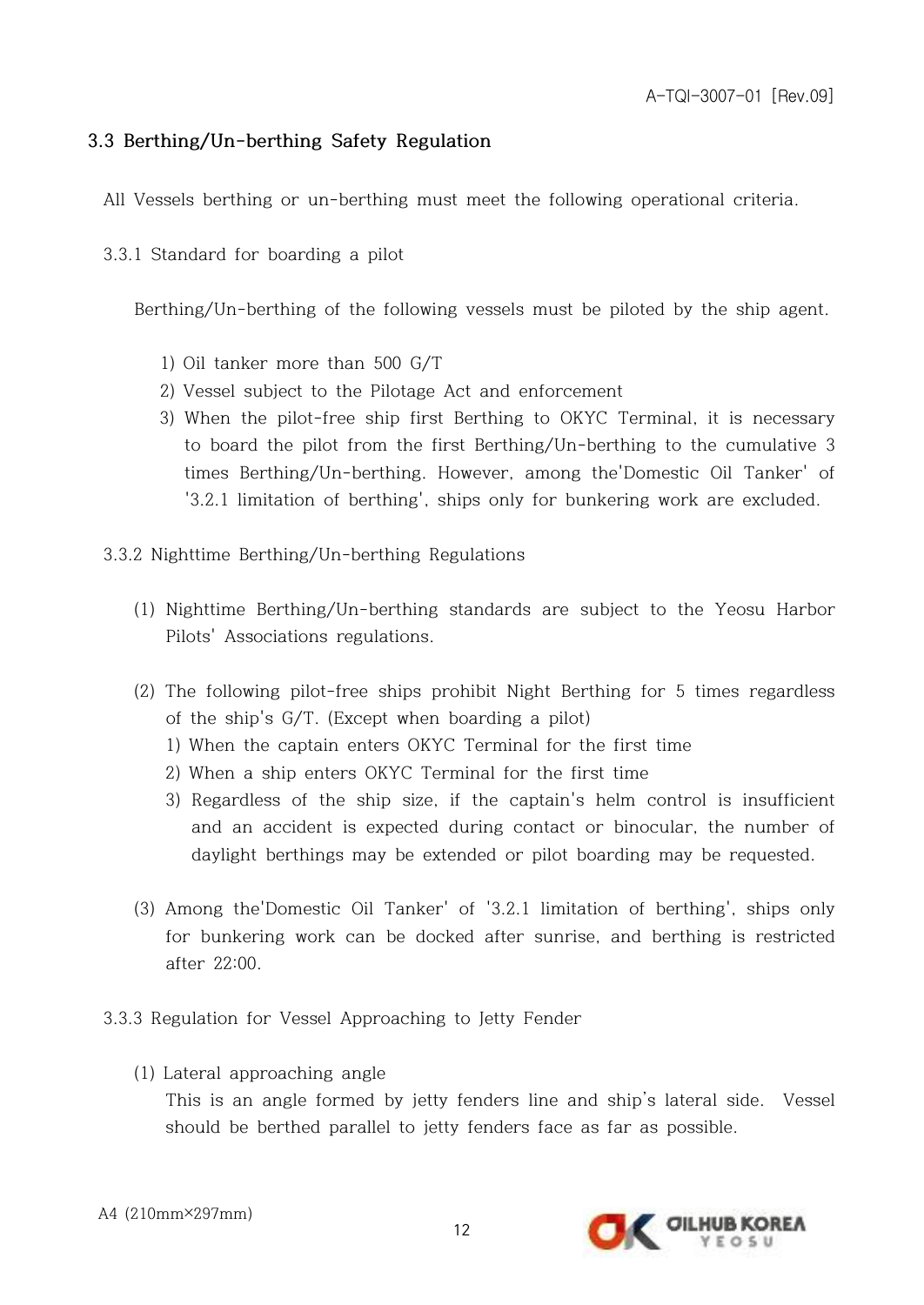### 3.3 Berthing/Un-berthing Safety Regulation

All Vessels berthing or un-berthing must meet the following operational criteria.

3.3.1 Standard for boarding a pilot

Berthing/Un-berthing of the following vessels must be piloted by the ship agent.

1) Oil tanker more than 500 G/T
2) Vessel subject to the Pilotage Act and enforcement
3) When the pilot-free ship first Berthing to OKYC Terminal, it is necessary to board the pilot from the first Berthing/Un-berthing to the cumulative 3 times Berthing/Un-berthing. However, among the'Domestic Oil Tanker' of '3.2.1 limitation of berthing', ships only for bunkering work are excluded.

3.3.2 Nighttime Berthing/Un-berthing Regulations

(1) Nighttime Berthing/Un-berthing standards are subject to the Yeosu Harbor Pilots' Associations regulations.

(2) The following pilot-free ships prohibit Night Berthing for 5 times regardless of the ship's G/T. (Except when boarding a pilot)
   1) When the captain enters OKYC Terminal for the first time
   2) When a ship enters OKYC Terminal for the first time
   3) Regardless of the ship size, if the captain's helm control is insufficient and an accident is expected during contact or binocular, the number of daylight berthings may be extended or pilot boarding may be requested.

(3) Among the'Domestic Oil Tanker' of '3.2.1 limitation of berthing', ships only for bunkering work can be docked after sunrise, and berthing is restricted after 22:00.

3.3.3 Regulation for Vessel Approaching to Jetty Fender

(1) Lateral approaching angle
This is an angle formed by jetty fenders line and ship's lateral side. Vessel should be berthed parallel to jetty fenders face as far as possible.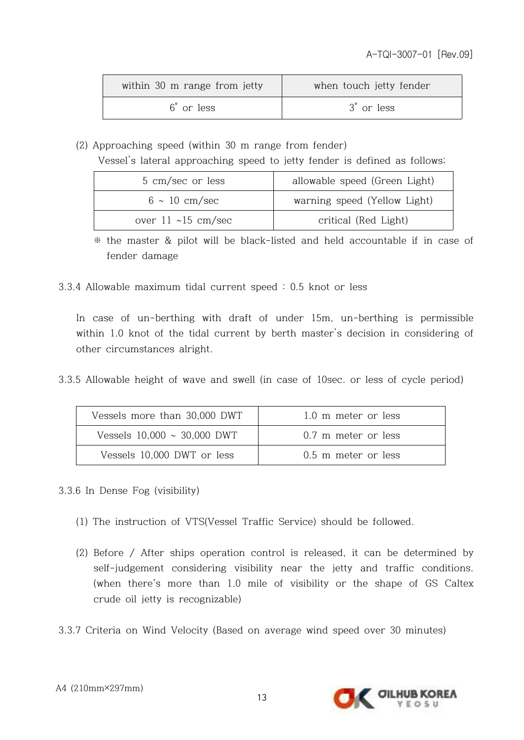| within 30 m range from jetty | when touch jetty fender |
|---|---|
| 6° or less | 3° or less |

(2) Approaching speed (within 30 m range from fender)

Vessel's lateral approaching speed to jetty fender is defined as follows;

| | |
|---|---|
| 5 cm/sec or less | allowable speed (Green Light) |
| 6 ~ 10 cm/sec | warning speed (Yellow Light) |
| over 11 ~15 cm/sec | critical (Red Light) |

※ the master & pilot will be black-listed and held accountable if in case of fender damage

3.3.4 Allowable maximum tidal current speed : 0.5 knot or less

In case of un-berthing with draft of under 15m, un-berthing is permissible within 1.0 knot of the tidal current by berth master's decision in considering of other circumstances alright.

3.3.5 Allowable height of wave and swell (in case of 10sec. or less of cycle period)

| | |
|---|---|
| Vessels more than 30,000 DWT | 1.0 m meter or less |
| Vessels 10,000 ~ 30,000 DWT | 0.7 m meter or less |
| Vessels 10,000 DWT or less | 0.5 m meter or less |

3.3.6 In Dense Fog (visibility)

(1) The instruction of VTS(Vessel Traffic Service) should be followed.

(2) Before / After ships operation control is released, it can be determined by self-judgement considering visibility near the jetty and traffic conditions. (when there's more than 1.0 mile of visibility or the shape of GS Caltex crude oil jetty is recognizable)

3.3.7 Criteria on Wind Velocity (Based on average wind speed over 30 minutes)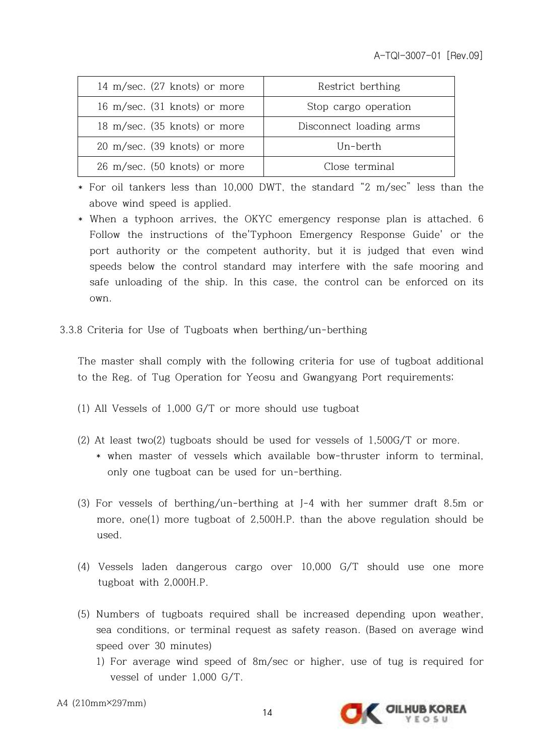| | |
|---|---|
| 14 m/sec. (27 knots) or more | Restrict berthing |
| 16 m/sec. (31 knots) or more | Stop cargo operation |
| 18 m/sec. (35 knots) or more | Disconnect loading arms |
| 20 m/sec. (39 knots) or more | Un-berth |
| 26 m/sec. (50 knots) or more | Close terminal |

* For oil tankers less than 10,000 DWT, the standard “2 m/sec” less than the above wind speed is applied.
* When a typhoon arrives, the OKYC emergency response plan is attached. 6 Follow the instructions of the'Typhoon Emergency Response Guide' or the port authority or the competent authority, but it is judged that even wind speeds below the control standard may interfere with the safe mooring and safe unloading of the ship. In this case, the control can be enforced on its own.

3.3.8 Criteria for Use of Tugboats when berthing/un-berthing

The master shall comply with the following criteria for use of tugboat additional to the Reg. of Tug Operation for Yeosu and Gwangyang Port requirements;

(1) All Vessels of 1,000 G/T or more should use tugboat

(2) At least two(2) tugboats should be used for vessels of 1,500G/T or more.
* when master of vessels which available bow-thruster inform to terminal, only one tugboat can be used for un-berthing.

(3) For vessels of berthing/un-berthing at J-4 with her summer draft 8.5m or more, one(1) more tugboat of 2,500H.P. than the above regulation should be used.

(4) Vessels laden dangerous cargo over 10,000 G/T should use one more tugboat with 2,000H.P.

(5) Numbers of tugboats required shall be increased depending upon weather, sea conditions, or terminal request as safety reason. (Based on average wind speed over 30 minutes)
1) For average wind speed of 8m/sec or higher, use of tug is required for vessel of under 1,000 G/T.

A4 (210mm×297mm)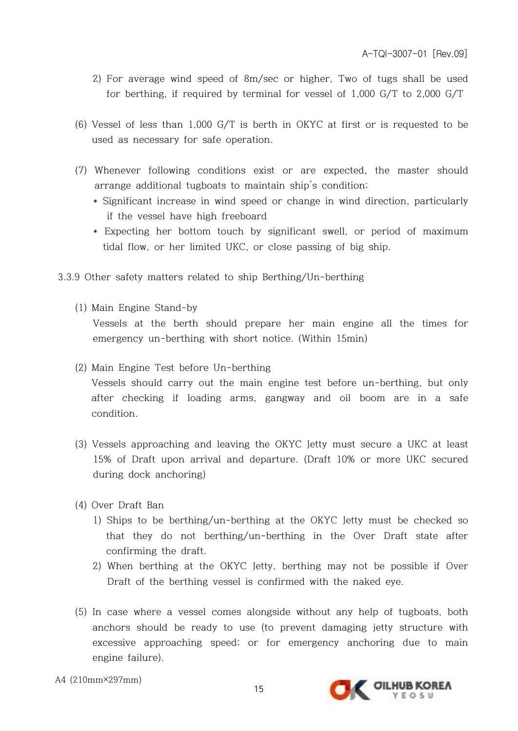2) For average wind speed of 8m/sec or higher, Two of tugs shall be used for berthing, if required by terminal for vessel of 1,000 G/T to 2,000 G/T

(6) Vessel of less than 1,000 G/T is berth in OKYC at first or is requested to be used as necessary for safe operation.

(7) Whenever following conditions exist or are expected, the master should arrange additional tugboats to maintain ship's condition;

- * Significant increase in wind speed or change in wind direction, particularly if the vessel have high freeboard
- * Expecting her bottom touch by significant swell, or period of maximum tidal flow, or her limited UKC, or close passing of big ship.

3.3.9 Other safety matters related to ship Berthing/Un-berthing

(1) Main Engine Stand-by

Vessels at the berth should prepare her main engine all the times for emergency un-berthing with short notice. (Within 15min)

(2) Main Engine Test before Un-berthing

Vessels should carry out the main engine test before un-berthing, but only after checking if loading arms, gangway and oil boom are in a safe condition.

(3) Vessels approaching and leaving the OKYC Jetty must secure a UKC at least 15% of Draft upon arrival and departure. (Draft 10% or more UKC secured during dock anchoring)

(4) Over Draft Ban

1) Ships to be berthing/un-berthing at the OKYC Jetty must be checked so that they do not berthing/un-berthing in the Over Draft state after confirming the draft.

2) When berthing at the OKYC Jetty, berthing may not be possible if Over Draft of the berthing vessel is confirmed with the naked eye.

(5) In case where a vessel comes alongside without any help of tugboats, both anchors should be ready to use (to prevent damaging jetty structure with excessive approaching speed; or for emergency anchoring due to main engine failure).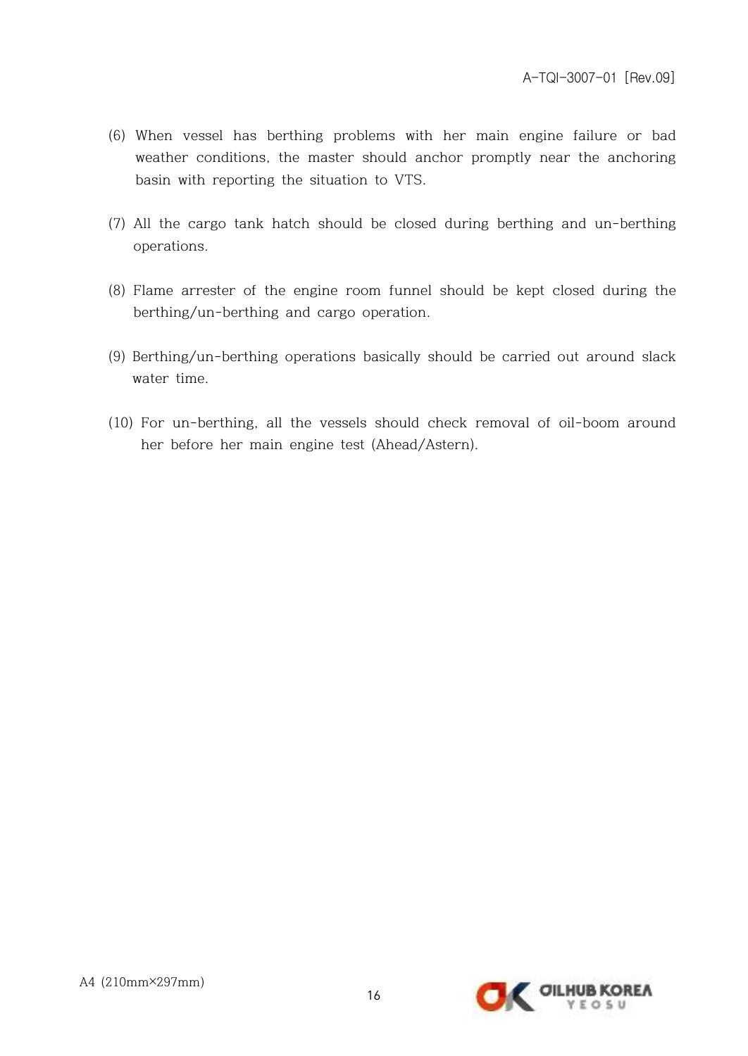(6) When vessel has berthing problems with her main engine failure or bad weather conditions, the master should anchor promptly near the anchoring basin with reporting the situation to VTS.

(7) All the cargo tank hatch should be closed during berthing and un-berthing operations.

(8) Flame arrester of the engine room funnel should be kept closed during the berthing/un-berthing and cargo operation.

(9) Berthing/un-berthing operations basically should be carried out around slack water time.

(10) For un-berthing, all the vessels should check removal of oil-boom around her before her main engine test (Ahead/Astern).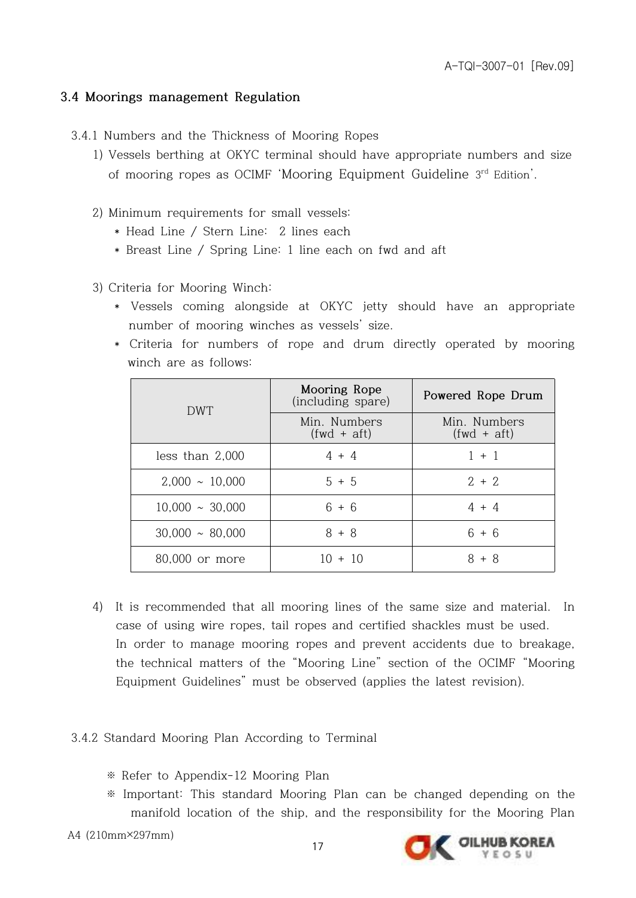## 3.4 Moorings management Regulation

3.4.1 Numbers and the Thickness of Mooring Ropes

1) Vessels berthing at OKYC terminal should have appropriate numbers and size of mooring ropes as OCIMF 'Mooring Equipment Guideline 3rd Edition'.

2) Minimum requirements for small vessels:
   * Head Line / Stern Line: 2 lines each
   * Breast Line / Spring Line: 1 line each on fwd and aft

3) Criteria for Mooring Winch:
   * Vessels coming alongside at OKYC jetty should have an appropriate number of mooring winches as vessels' size.
   * Criteria for numbers of rope and drum directly operated by mooring winch are as follows:

| DWT | Mooring Rope (including spare) | Powered Rope Drum |
|---|---|---|
| | Min. Numbers (fwd + aft) | Min. Numbers (fwd + aft) |
| less than 2,000 | 4 + 4 | 1 + 1 |
| 2,000 ~ 10,000 | 5 + 5 | 2 + 2 |
| 10,000 ~ 30,000 | 6 + 6 | 4 + 4 |
| 30,000 ~ 80,000 | 8 + 8 | 6 + 6 |
| 80,000 or more | 10 + 10 | 8 + 8 |

4) It is recommended that all mooring lines of the same size and material. In case of using wire ropes, tail ropes and certified shackles must be used. In order to manage mooring ropes and prevent accidents due to breakage, the technical matters of the "Mooring Line" section of the OCIMF "Mooring Equipment Guidelines" must be observed (applies the latest revision).

3.4.2 Standard Mooring Plan According to Terminal

※ Refer to Appendix-12 Mooring Plan

※ Important: This standard Mooring Plan can be changed depending on the manifold location of the ship, and the responsibility for the Mooring Plan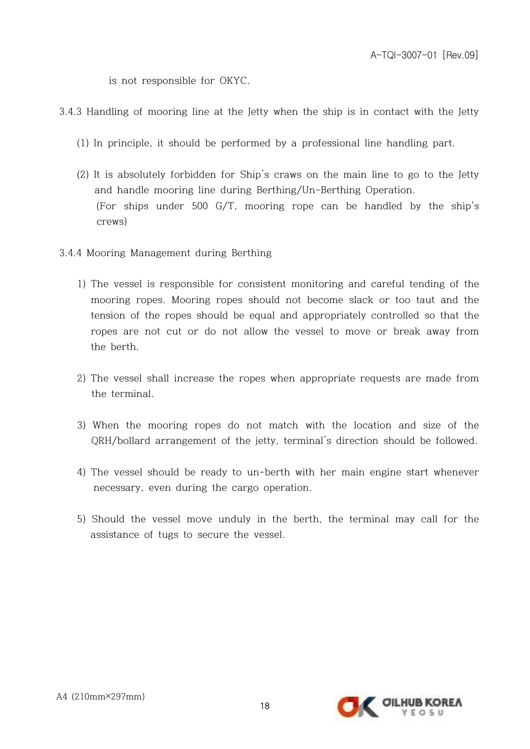is not responsible for OKYC.

### 3.4.3 Handling of mooring line at the Jetty when the ship is in contact with the Jetty

(1) In principle, it should be performed by a professional line handling part.

(2) It is absolutely forbidden for Ship's craws on the main line to go to the Jetty and handle mooring line during Berthing/Un-Berthing Operation.
(For ships under 500 G/T, mooring rope can be handled by the ship's crews)

### 3.4.4 Mooring Management during Berthing

1) The vessel is responsible for consistent monitoring and careful tending of the mooring ropes. Mooring ropes should not become slack or too taut and the tension of the ropes should be equal and appropriately controlled so that the ropes are not cut or do not allow the vessel to move or break away from the berth.

2) The vessel shall increase the ropes when appropriate requests are made from the terminal.

3) When the mooring ropes do not match with the location and size of the QRH/bollard arrangement of the jetty, terminal's direction should be followed.

4) The vessel should be ready to un-berth with her main engine start whenever necessary, even during the cargo operation.

5) Should the vessel move unduly in the berth, the terminal may call for the assistance of tugs to secure the vessel.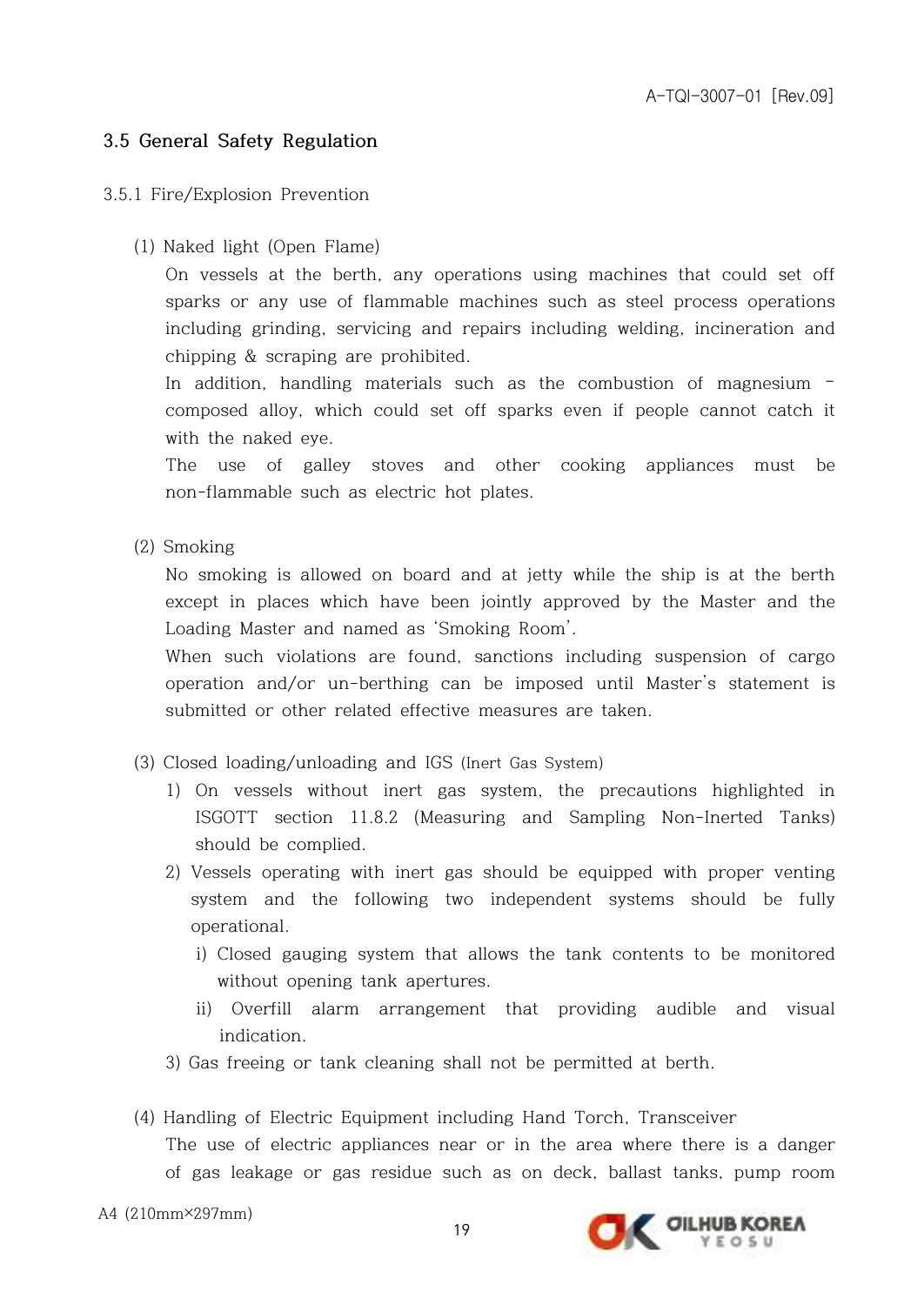## 3.5 General Safety Regulation

### 3.5.1 Fire/Explosion Prevention

(1) Naked light (Open Flame)

On vessels at the berth, any operations using machines that could set off sparks or any use of flammable machines such as steel process operations including grinding, servicing and repairs including welding, incineration and chipping & scraping are prohibited.

In addition, handling materials such as the combustion of magnesium - composed alloy, which could set off sparks even if people cannot catch it with the naked eye.

The use of galley stoves and other cooking appliances must be non-flammable such as electric hot plates.

(2) Smoking

No smoking is allowed on board and at jetty while the ship is at the berth except in places which have been jointly approved by the Master and the Loading Master and named as 'Smoking Room'.

When such violations are found, sanctions including suspension of cargo operation and/or un-berthing can be imposed until Master's statement is submitted or other related effective measures are taken.

(3) Closed loading/unloading and IGS (Inert Gas System)

1) On vessels without inert gas system, the precautions highlighted in ISGOTT section 11.8.2 (Measuring and Sampling Non-Inerted Tanks) should be complied.

2) Vessels operating with inert gas should be equipped with proper venting system and the following two independent systems should be fully operational.

   i) Closed gauging system that allows the tank contents to be monitored without opening tank apertures.

   ii) Overfill alarm arrangement that providing audible and visual indication.

3) Gas freeing or tank cleaning shall not be permitted at berth.

(4) Handling of Electric Equipment including Hand Torch, Transceiver

The use of electric appliances near or in the area where there is a danger of gas leakage or gas residue such as on deck, ballast tanks, pump room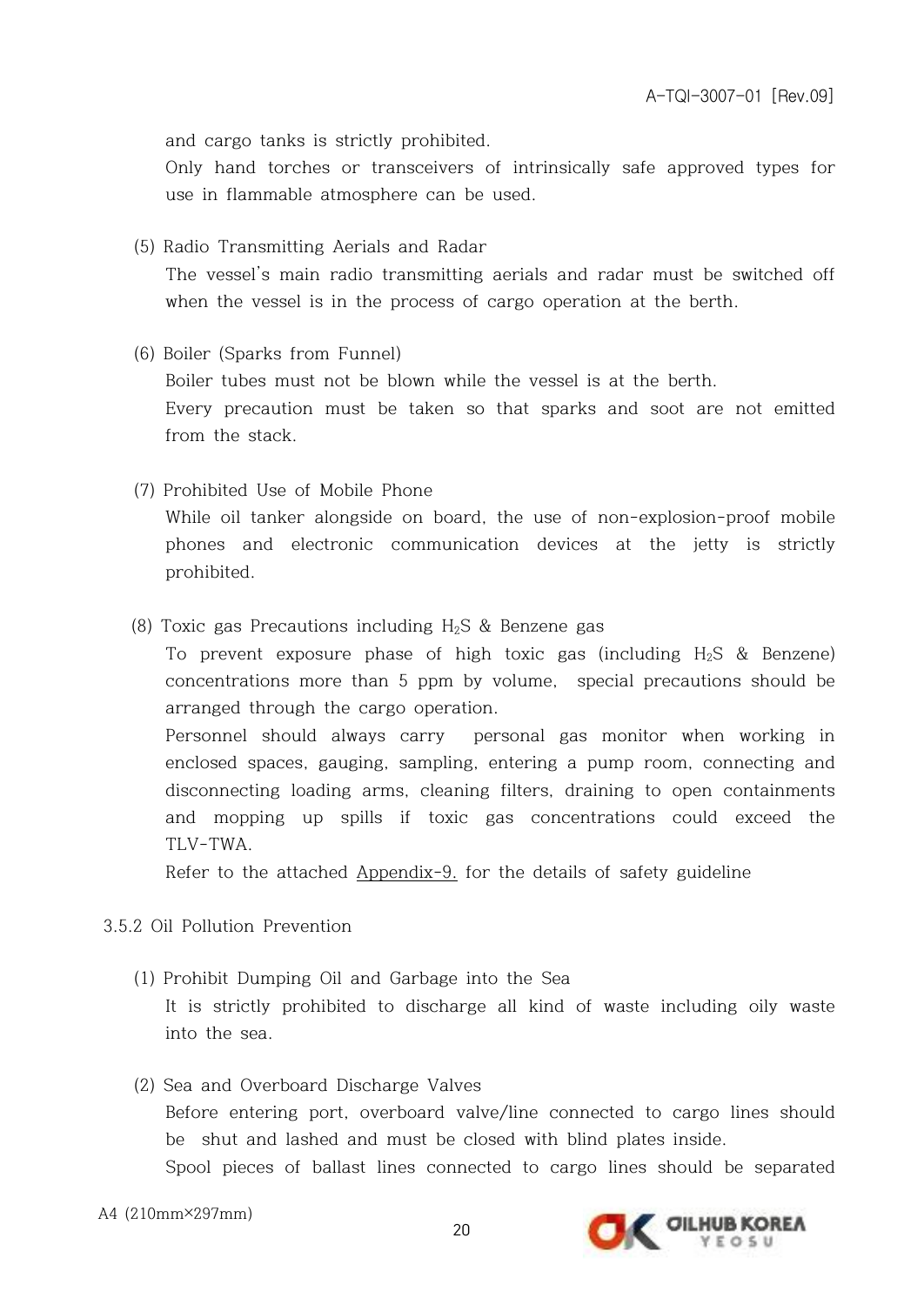and cargo tanks is strictly prohibited.

Only hand torches or transceivers of intrinsically safe approved types for use in flammable atmosphere can be used.

(5) Radio Transmitting Aerials and Radar

The vessel's main radio transmitting aerials and radar must be switched off when the vessel is in the process of cargo operation at the berth.

(6) Boiler (Sparks from Funnel)

Boiler tubes must not be blown while the vessel is at the berth.

Every precaution must be taken so that sparks and soot are not emitted from the stack.

(7) Prohibited Use of Mobile Phone

While oil tanker alongside on board, the use of non-explosion-proof mobile phones and electronic communication devices at the jetty is strictly prohibited.

(8) Toxic gas Precautions including $H_2S$ & Benzene gas

To prevent exposure phase of high toxic gas (including $H_2S$ & Benzene) concentrations more than 5 ppm by volume, special precautions should be arranged through the cargo operation.

Personnel should always carry personal gas monitor when working in enclosed spaces, gauging, sampling, entering a pump room, connecting and disconnecting loading arms, cleaning filters, draining to open containments and mopping up spills if toxic gas concentrations could exceed the TLV-TWA.

Refer to the attached Appendix-9. for the details of safety guideline

### 3.5.2 Oil Pollution Prevention

(1) Prohibit Dumping Oil and Garbage into the Sea

It is strictly prohibited to discharge all kind of waste including oily waste into the sea.

(2) Sea and Overboard Discharge Valves

Before entering port, overboard valve/line connected to cargo lines should be shut and lashed and must be closed with blind plates inside.

Spool pieces of ballast lines connected to cargo lines should be separated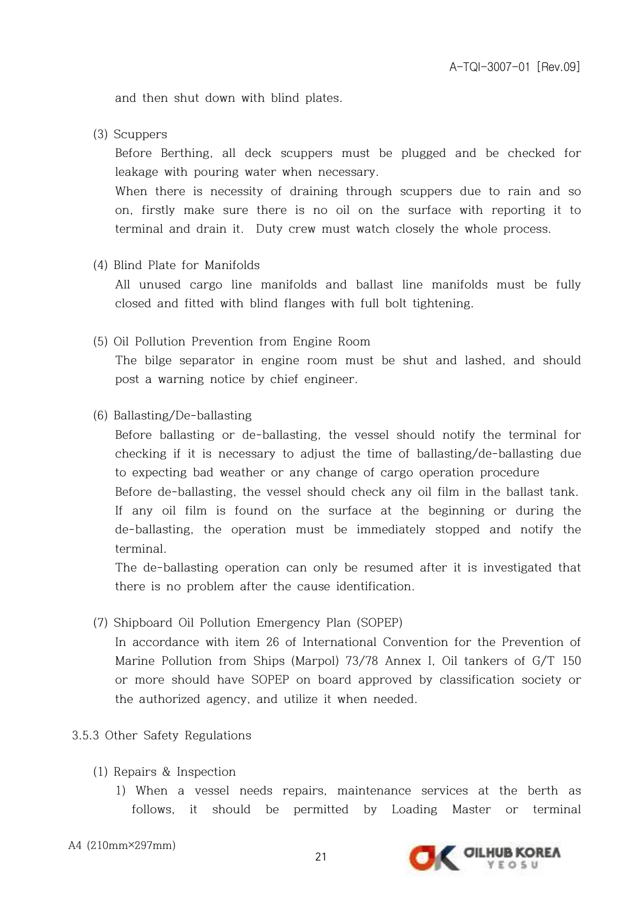and then shut down with blind plates.

(3) Scuppers

Before Berthing, all deck scuppers must be plugged and be checked for leakage with pouring water when necessary.

When there is necessity of draining through scuppers due to rain and so on, firstly make sure there is no oil on the surface with reporting it to terminal and drain it. Duty crew must watch closely the whole process.

(4) Blind Plate for Manifolds

All unused cargo line manifolds and ballast line manifolds must be fully closed and fitted with blind flanges with full bolt tightening.

(5) Oil Pollution Prevention from Engine Room

The bilge separator in engine room must be shut and lashed, and should post a warning notice by chief engineer.

(6) Ballasting/De-ballasting

Before ballasting or de-ballasting, the vessel should notify the terminal for checking if it is necessary to adjust the time of ballasting/de-ballasting due to expecting bad weather or any change of cargo operation procedure

Before de-ballasting, the vessel should check any oil film in the ballast tank. If any oil film is found on the surface at the beginning or during the de-ballasting, the operation must be immediately stopped and notify the terminal.

The de-ballasting operation can only be resumed after it is investigated that there is no problem after the cause identification.

(7) Shipboard Oil Pollution Emergency Plan (SOPEP)

In accordance with item 26 of International Convention for the Prevention of Marine Pollution from Ships (Marpol) 73/78 Annex I, Oil tankers of G/T 150 or more should have SOPEP on board approved by classification society or the authorized agency, and utilize it when needed.

### 3.5.3 Other Safety Regulations

(1) Repairs & Inspection

1) When a vessel needs repairs, maintenance services at the berth as follows, it should be permitted by Loading Master or terminal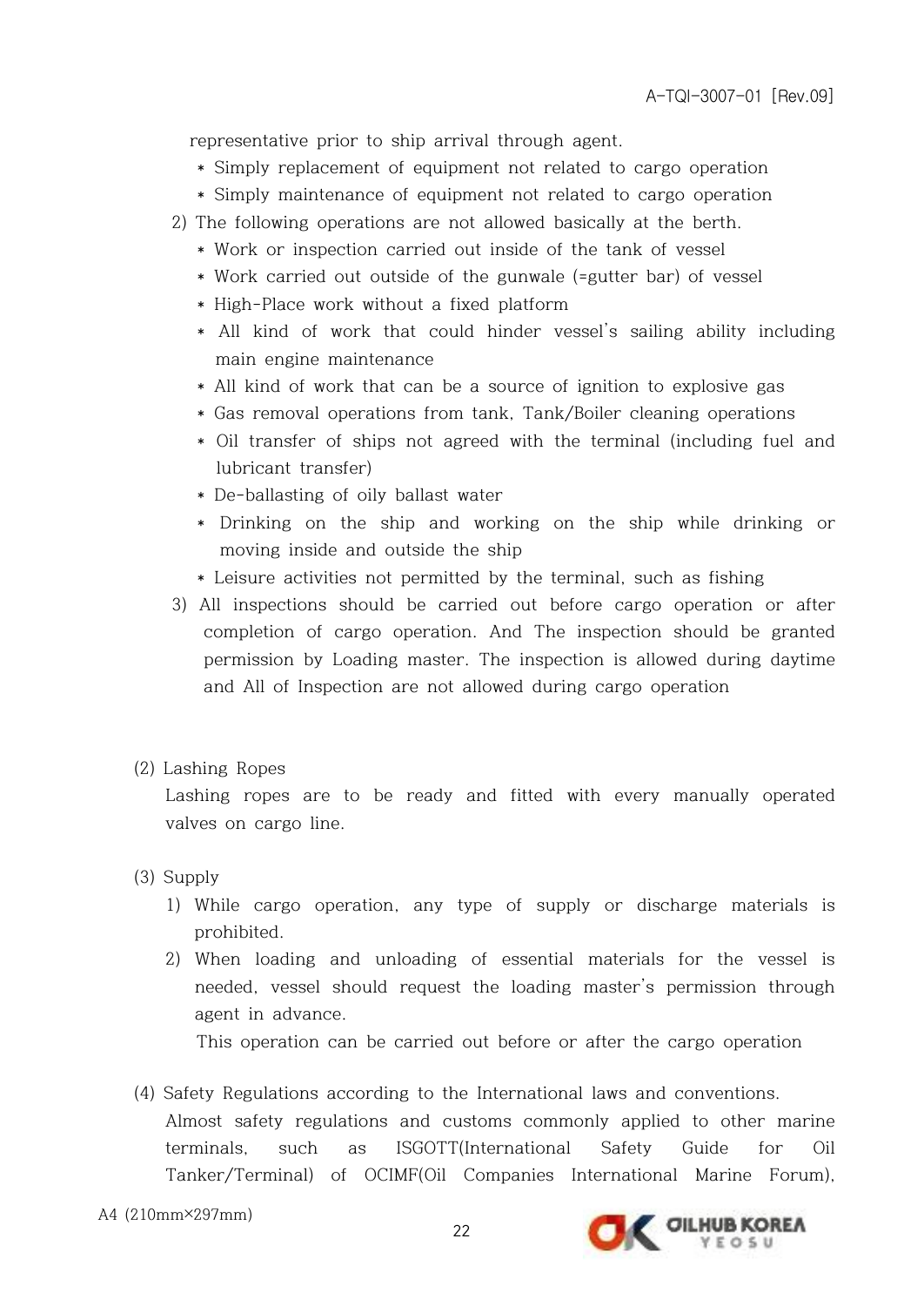representative prior to ship arrival through agent.

* Simply replacement of equipment not related to cargo operation
* Simply maintenance of equipment not related to cargo operation

2) The following operations are not allowed basically at the berth.

* Work or inspection carried out inside of the tank of vessel
* Work carried out outside of the gunwale (=gutter bar) of vessel
* High-Place work without a fixed platform
* All kind of work that could hinder vessel's sailing ability including main engine maintenance
* All kind of work that can be a source of ignition to explosive gas
* Gas removal operations from tank, Tank/Boiler cleaning operations
* Oil transfer of ships not agreed with the terminal (including fuel and lubricant transfer)
* De-ballasting of oily ballast water
* Drinking on the ship and working on the ship while drinking or moving inside and outside the ship
* Leisure activities not permitted by the terminal, such as fishing

3) All inspections should be carried out before cargo operation or after completion of cargo operation. And The inspection should be granted permission by Loading master. The inspection is allowed during daytime and All of Inspection are not allowed during cargo operation

(2) Lashing Ropes

Lashing ropes are to be ready and fitted with every manually operated valves on cargo line.

(3) Supply

1) While cargo operation, any type of supply or discharge materials is prohibited.
2) When loading and unloading of essential materials for the vessel is needed, vessel should request the loading master's permission through agent in advance.
   This operation can be carried out before or after the cargo operation

(4) Safety Regulations according to the International laws and conventions.

Almost safety regulations and customs commonly applied to other marine terminals, such as ISGOTT(International Safety Guide for Oil Tanker/Terminal) of OCIMF(Oil Companies International Marine Forum),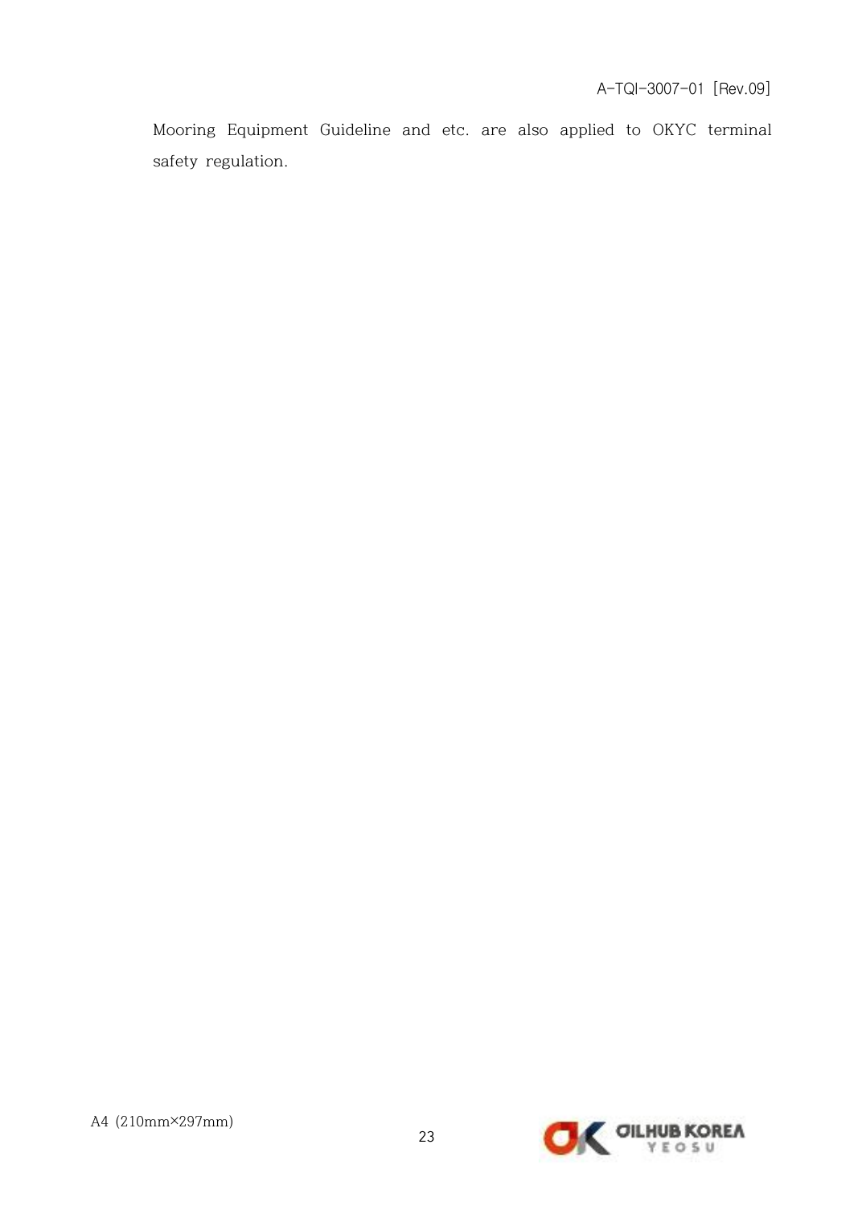Mooring Equipment Guideline and etc. are also applied to OKYC terminal safety regulation.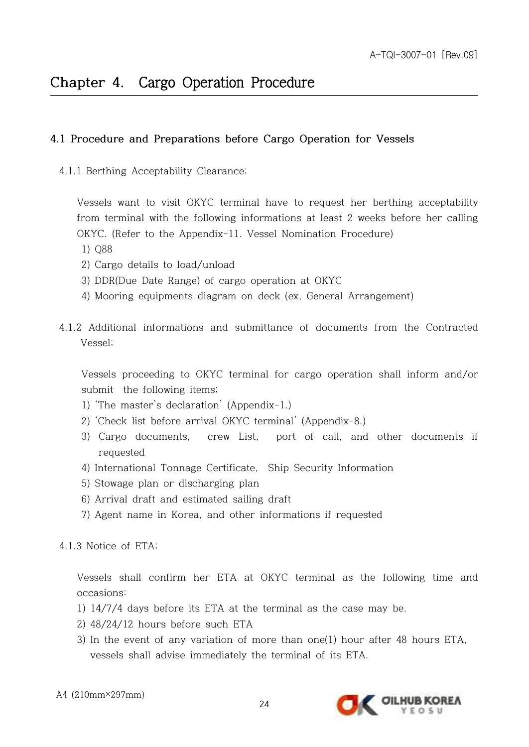# Chapter 4. Cargo Operation Procedure

## 4.1 Procedure and Preparations before Cargo Operation for Vessels

4.1.1 Berthing Acceptability Clearance;

Vessels want to visit OKYC terminal have to request her berthing acceptability from terminal with the following informations at least 2 weeks before her calling OKYC. (Refer to the Appendix-11. Vessel Nomination Procedure)

1) Q88
2) Cargo details to load/unload
3) DDR(Due Date Range) of cargo operation at OKYC
4) Mooring equipments diagram on deck (ex, General Arrangement)

4.1.2 Additional informations and submittance of documents from the Contracted Vessel;

Vessels proceeding to OKYC terminal for cargo operation shall inform and/or submit the following items;

1) 'The master's declaration' (Appendix-1.)
2) 'Check list before arrival OKYC terminal' (Appendix-8.)
3) Cargo documents, crew List, port of call, and other documents if requested
4) International Tonnage Certificate, Ship Security Information
5) Stowage plan or discharging plan
6) Arrival draft and estimated sailing draft
7) Agent name in Korea, and other informations if requested

4.1.3 Notice of ETA;

Vessels shall confirm her ETA at OKYC terminal as the following time and occasions:

1) 14/7/4 days before its ETA at the terminal as the case may be.
2) 48/24/12 hours before such ETA
3) In the event of any variation of more than one(1) hour after 48 hours ETA, vessels shall advise immediately the terminal of its ETA.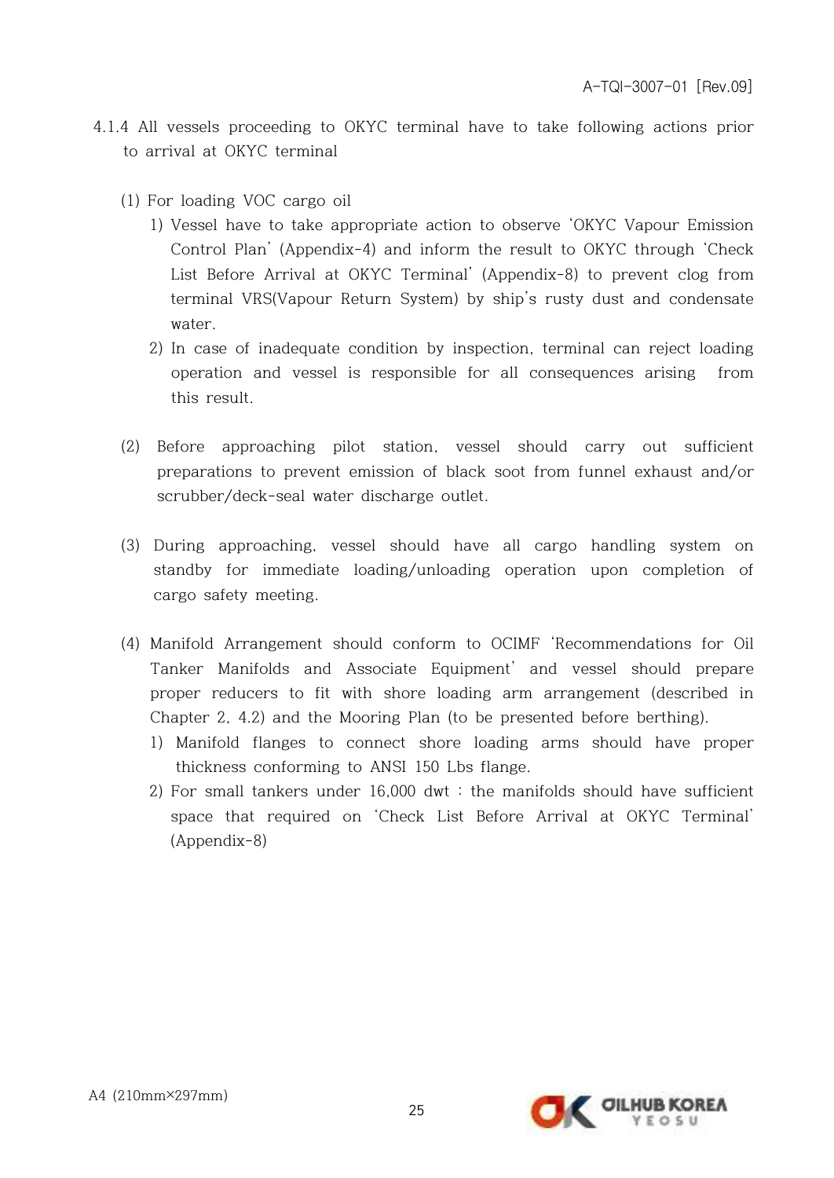4.1.4 All vessels proceeding to OKYC terminal have to take following actions prior to arrival at OKYC terminal

(1) For loading VOC cargo oil

1) Vessel have to take appropriate action to observe 'OKYC Vapour Emission Control Plan' (Appendix-4) and inform the result to OKYC through 'Check List Before Arrival at OKYC Terminal' (Appendix-8) to prevent clog from terminal VRS(Vapour Return System) by ship's rusty dust and condensate water.

2) In case of inadequate condition by inspection, terminal can reject loading operation and vessel is responsible for all consequences arising from this result.

(2) Before approaching pilot station, vessel should carry out sufficient preparations to prevent emission of black soot from funnel exhaust and/or scrubber/deck-seal water discharge outlet.

(3) During approaching, vessel should have all cargo handling system on standby for immediate loading/unloading operation upon completion of cargo safety meeting.

(4) Manifold Arrangement should conform to OCIMF 'Recommendations for Oil Tanker Manifolds and Associate Equipment' and vessel should prepare proper reducers to fit with shore loading arm arrangement (described in Chapter 2, 4.2) and the Mooring Plan (to be presented before berthing).

1) Manifold flanges to connect shore loading arms should have proper thickness conforming to ANSI 150 Lbs flange.

2) For small tankers under 16,000 dwt : the manifolds should have sufficient space that required on 'Check List Before Arrival at OKYC Terminal' (Appendix-8)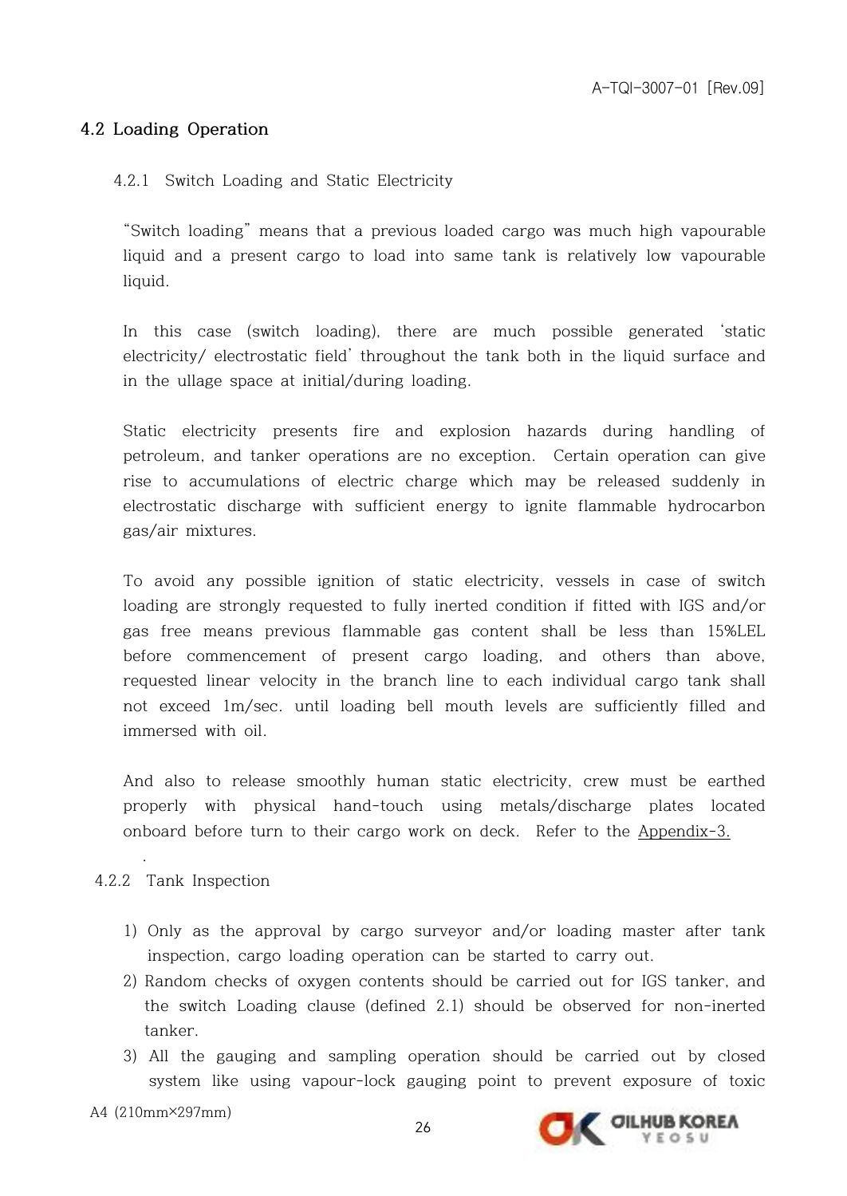## 4.2 Loading Operation

### 4.2.1 Switch Loading and Static Electricity

"Switch loading" means that a previous loaded cargo was much high vapourable liquid and a present cargo to load into same tank is relatively low vapourable liquid.

In this case (switch loading), there are much possible generated 'static electricity/ electrostatic field' throughout the tank both in the liquid surface and in the ullage space at initial/during loading.

Static electricity presents fire and explosion hazards during handling of petroleum, and tanker operations are no exception. Certain operation can give rise to accumulations of electric charge which may be released suddenly in electrostatic discharge with sufficient energy to ignite flammable hydrocarbon gas/air mixtures.

To avoid any possible ignition of static electricity, vessels in case of switch loading are strongly requested to fully inerted condition if fitted with IGS and/or gas free means previous flammable gas content shall be less than 15%LEL before commencement of present cargo loading, and others than above, requested linear velocity in the branch line to each individual cargo tank shall not exceed 1m/sec. until loading bell mouth levels are sufficiently filled and immersed with oil.

And also to release smoothly human static electricity, crew must be earthed properly with physical hand-touch using metals/discharge plates located onboard before turn to their cargo work on deck. Refer to the Appendix-3.

### 4.2.2 Tank Inspection

1) Only as the approval by cargo surveyor and/or loading master after tank inspection, cargo loading operation can be started to carry out.
2) Random checks of oxygen contents should be carried out for IGS tanker, and the switch Loading clause (defined 2.1) should be observed for non-inerted tanker.
3) All the gauging and sampling operation should be carried out by closed system like using vapour-lock gauging point to prevent exposure of toxic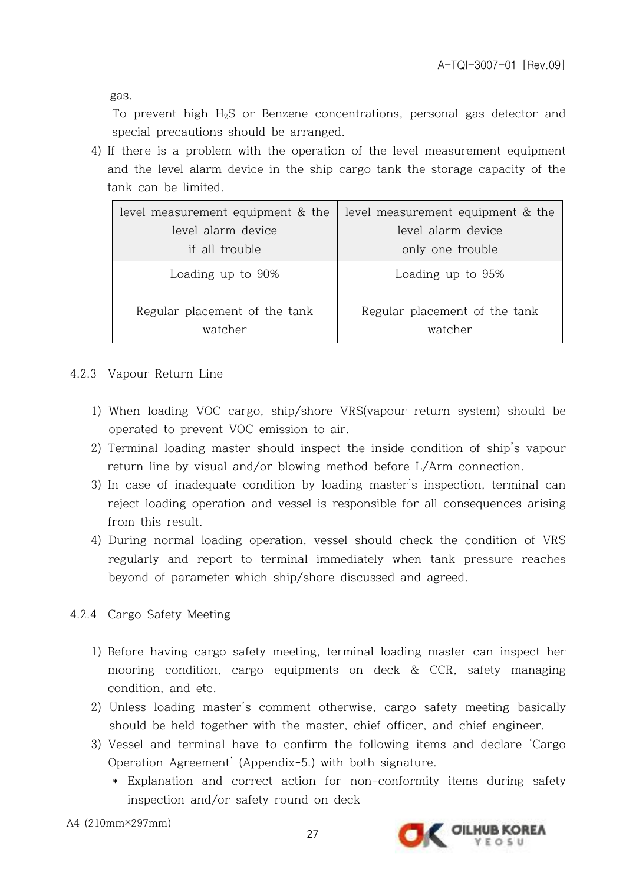gas.

To prevent high $H_2S$ or Benzene concentrations, personal gas detector and special precautions should be arranged.

4) If there is a problem with the operation of the level measurement equipment and the level alarm device in the ship cargo tank the storage capacity of the tank can be limited.

| level measurement equipment & the level alarm device if all trouble | level measurement equipment & the level alarm device only one trouble |
|---|---|
| Loading up to 90%<br><br>Regular placement of the tank watcher | Loading up to 95%<br><br>Regular placement of the tank watcher |

### 4.2.3 Vapour Return Line

1) When loading VOC cargo, ship/shore VRS(vapour return system) should be operated to prevent VOC emission to air.
2) Terminal loading master should inspect the inside condition of ship's vapour return line by visual and/or blowing method before L/Arm connection.
3) In case of inadequate condition by loading master's inspection, terminal can reject loading operation and vessel is responsible for all consequences arising from this result.
4) During normal loading operation, vessel should check the condition of VRS regularly and report to terminal immediately when tank pressure reaches beyond of parameter which ship/shore discussed and agreed.

### 4.2.4 Cargo Safety Meeting

1) Before having cargo safety meeting, terminal loading master can inspect her mooring condition, cargo equipments on deck & CCR, safety managing condition, and etc.
2) Unless loading master's comment otherwise, cargo safety meeting basically should be held together with the master, chief officer, and chief engineer.
3) Vessel and terminal have to confirm the following items and declare 'Cargo Operation Agreement' (Appendix-5.) with both signature.
   * Explanation and correct action for non-conformity items during safety inspection and/or safety round on deck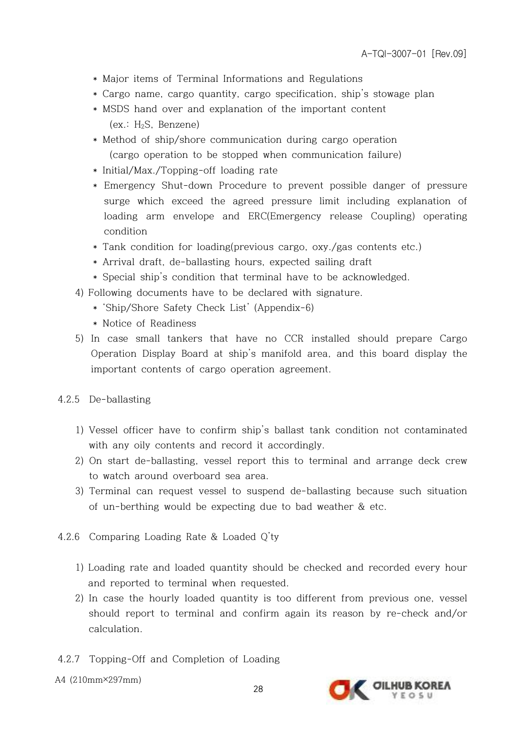* Major items of Terminal Informations and Regulations
* Cargo name, cargo quantity, cargo specification, ship's stowage plan
* MSDS hand over and explanation of the important content
  (ex.: $H_2S$, Benzene)
* Method of ship/shore communication during cargo operation
  (cargo operation to be stopped when communication failure)
* Initial/Max./Topping-off loading rate
* Emergency Shut-down Procedure to prevent possible danger of pressure surge which exceed the agreed pressure limit including explanation of loading arm envelope and ERC(Emergency release Coupling) operating condition
* Tank condition for loading(previous cargo, oxy./gas contents etc.)
* Arrival draft, de-ballasting hours, expected sailing draft
* Special ship's condition that terminal have to be acknowledged.

4) Following documents have to be declared with signature.
   * 'Ship/Shore Safety Check List' (Appendix-6)
   * Notice of Readiness

5) In case small tankers that have no CCR installed should prepare Cargo Operation Display Board at ship's manifold area, and this board display the important contents of cargo operation agreement.

4.2.5 De-ballasting

1) Vessel officer have to confirm ship's ballast tank condition not contaminated with any oily contents and record it accordingly.
2) On start de-ballasting, vessel report this to terminal and arrange deck crew to watch around overboard sea area.
3) Terminal can request vessel to suspend de-ballasting because such situation of un-berthing would be expecting due to bad weather & etc.

4.2.6 Comparing Loading Rate & Loaded Q'ty

1) Loading rate and loaded quantity should be checked and recorded every hour and reported to terminal when requested.
2) In case the hourly loaded quantity is too different from previous one, vessel should report to terminal and confirm again its reason by re-check and/or calculation.

4.2.7 Topping-Off and Completion of Loading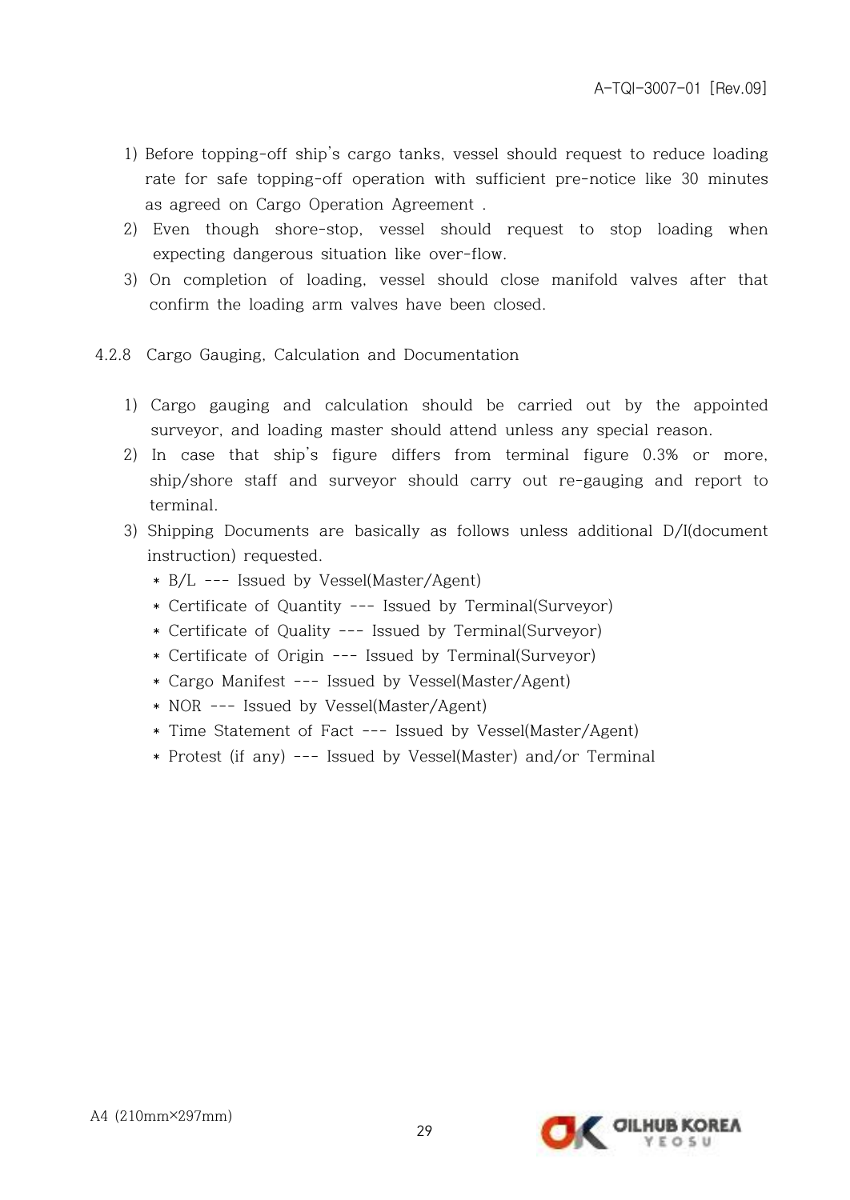1) Before topping-off ship's cargo tanks, vessel should request to reduce loading rate for safe topping-off operation with sufficient pre-notice like 30 minutes as agreed on Cargo Operation Agreement .
2) Even though shore-stop, vessel should request to stop loading when expecting dangerous situation like over-flow.
3) On completion of loading, vessel should close manifold valves after that confirm the loading arm valves have been closed.

#### 4.2.8 Cargo Gauging, Calculation and Documentation

1) Cargo gauging and calculation should be carried out by the appointed surveyor, and loading master should attend unless any special reason.
2) In case that ship's figure differs from terminal figure 0.3% or more, ship/shore staff and surveyor should carry out re-gauging and report to terminal.
3) Shipping Documents are basically as follows unless additional D/I(document instruction) requested.
   * B/L --- Issued by Vessel(Master/Agent)
   * Certificate of Quantity --- Issued by Terminal(Surveyor)
   * Certificate of Quality --- Issued by Terminal(Surveyor)
   * Certificate of Origin --- Issued by Terminal(Surveyor)
   * Cargo Manifest --- Issued by Vessel(Master/Agent)
   * NOR --- Issued by Vessel(Master/Agent)
   * Time Statement of Fact --- Issued by Vessel(Master/Agent)
   * Protest (if any) --- Issued by Vessel(Master) and/or Terminal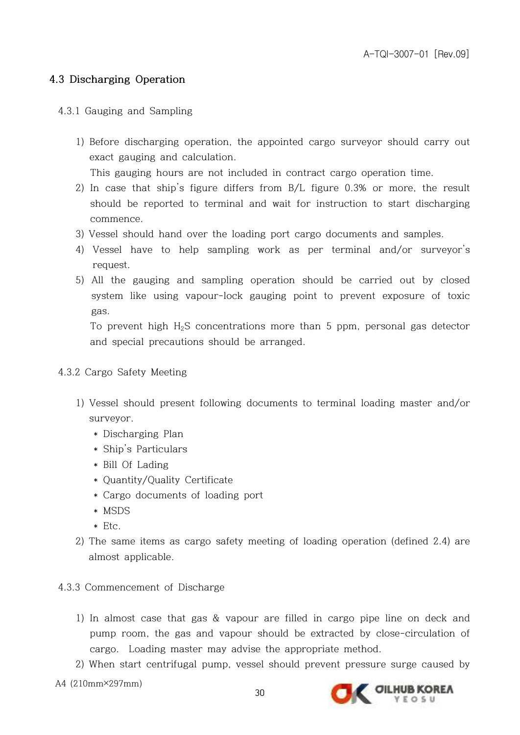## 4.3 Discharging Operation

### 4.3.1 Gauging and Sampling

1) Before discharging operation, the appointed cargo surveyor should carry out exact gauging and calculation.
   This gauging hours are not included in contract cargo operation time.
2) In case that ship's figure differs from B/L figure 0.3% or more, the result should be reported to terminal and wait for instruction to start discharging commence.
3) Vessel should hand over the loading port cargo documents and samples.
4) Vessel have to help sampling work as per terminal and/or surveyor's request.
5) All the gauging and sampling operation should be carried out by closed system like using vapour-lock gauging point to prevent exposure of toxic gas.
   To prevent high $H_2S$ concentrations more than 5 ppm, personal gas detector and special precautions should be arranged.

### 4.3.2 Cargo Safety Meeting

1) Vessel should present following documents to terminal loading master and/or surveyor.
   * Discharging Plan
   * Ship's Particulars
   * Bill Of Lading
   * Quantity/Quality Certificate
   * Cargo documents of loading port
   * MSDS
   * Etc.
2) The same items as cargo safety meeting of loading operation (defined 2.4) are almost applicable.

### 4.3.3 Commencement of Discharge

1) In almost case that gas & vapour are filled in cargo pipe line on deck and pump room, the gas and vapour should be extracted by close-circulation of cargo. Loading master may advise the appropriate method.
2) When start centrifugal pump, vessel should prevent pressure surge caused by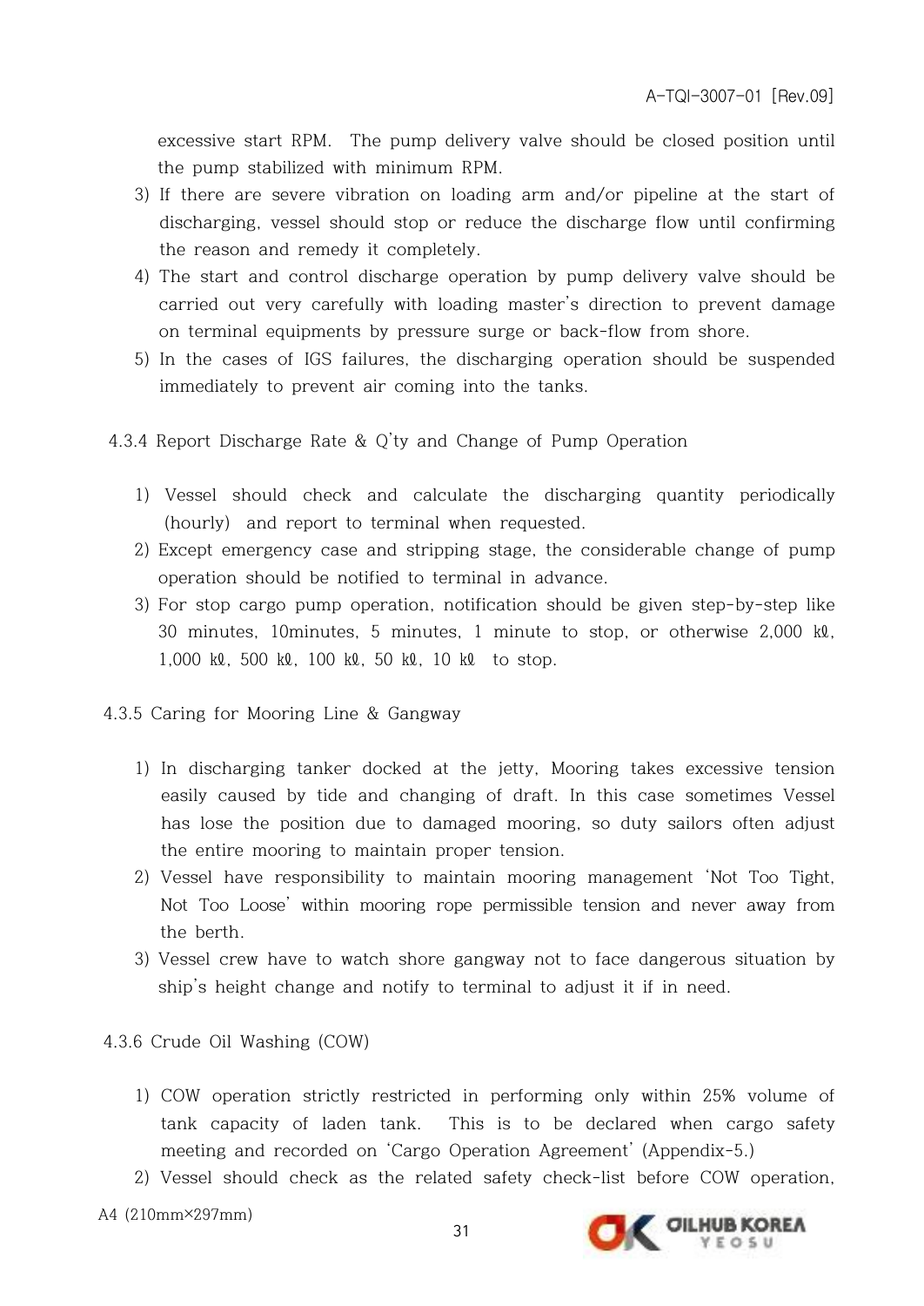excessive start RPM. The pump delivery valve should be closed position until the pump stabilized with minimum RPM.

3) If there are severe vibration on loading arm and/or pipeline at the start of discharging, vessel should stop or reduce the discharge flow until confirming the reason and remedy it completely.
4) The start and control discharge operation by pump delivery valve should be carried out very carefully with loading master's direction to prevent damage on terminal equipments by pressure surge or back-flow from shore.
5) In the cases of IGS failures, the discharging operation should be suspended immediately to prevent air coming into the tanks.

#### 4.3.4 Report Discharge Rate & Q'ty and Change of Pump Operation

1) Vessel should check and calculate the discharging quantity periodically (hourly) and report to terminal when requested.
2) Except emergency case and stripping stage, the considerable change of pump operation should be notified to terminal in advance.
3) For stop cargo pump operation, notification should be given step-by-step like 30 minutes, 10minutes, 5 minutes, 1 minute to stop, or otherwise 2,000 ㎘, 1,000 ㎘, 500 ㎘, 100 ㎘, 50 ㎘, 10 ㎘ to stop.

#### 4.3.5 Caring for Mooring Line & Gangway

1) In discharging tanker docked at the jetty, Mooring takes excessive tension easily caused by tide and changing of draft. In this case sometimes Vessel has lose the position due to damaged mooring, so duty sailors often adjust the entire mooring to maintain proper tension.
2) Vessel have responsibility to maintain mooring management 'Not Too Tight, Not Too Loose' within mooring rope permissible tension and never away from the berth.
3) Vessel crew have to watch shore gangway not to face dangerous situation by ship's height change and notify to terminal to adjust it if in need.

#### 4.3.6 Crude Oil Washing (COW)

1) COW operation strictly restricted in performing only within 25% volume of tank capacity of laden tank. This is to be declared when cargo safety meeting and recorded on 'Cargo Operation Agreement' (Appendix-5.)
2) Vessel should check as the related safety check-list before COW operation,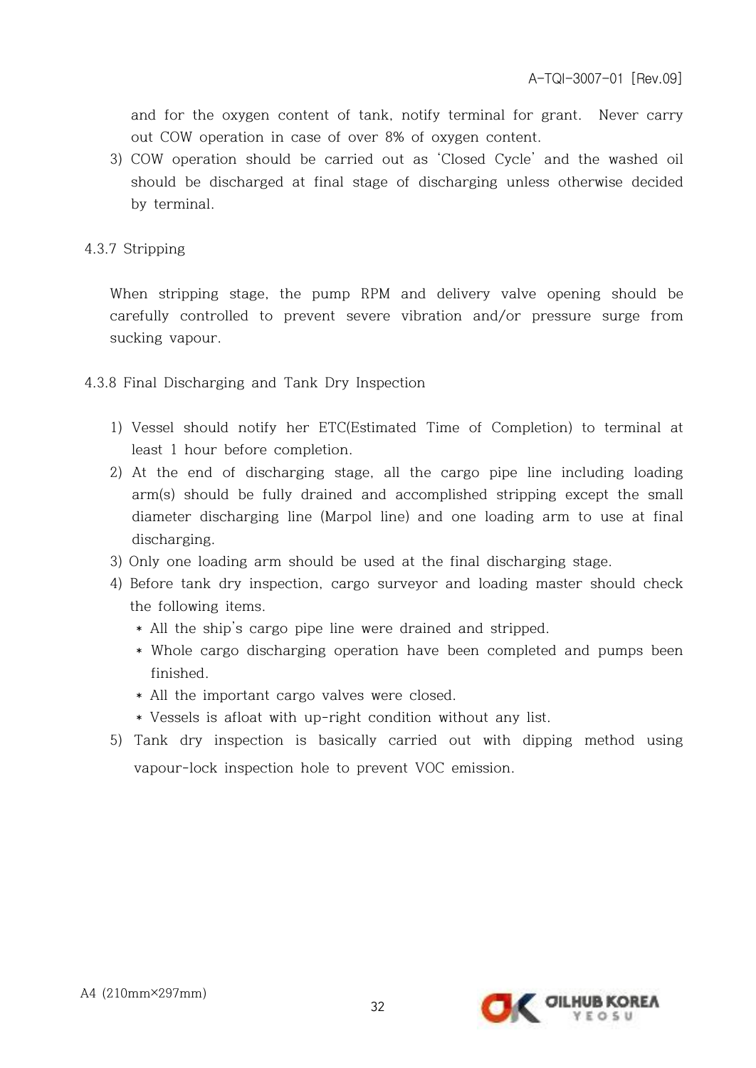and for the oxygen content of tank, notify terminal for grant. Never carry out COW operation in case of over 8% of oxygen content.

3) COW operation should be carried out as 'Closed Cycle' and the washed oil should be discharged at final stage of discharging unless otherwise decided by terminal.

4.3.7 Stripping

When stripping stage, the pump RPM and delivery valve opening should be carefully controlled to prevent severe vibration and/or pressure surge from sucking vapour.

4.3.8 Final Discharging and Tank Dry Inspection

1) Vessel should notify her ETC(Estimated Time of Completion) to terminal at least 1 hour before completion.
2) At the end of discharging stage, all the cargo pipe line including loading arm(s) should be fully drained and accomplished stripping except the small diameter discharging line (Marpol line) and one loading arm to use at final discharging.
3) Only one loading arm should be used at the final discharging stage.
4) Before tank dry inspection, cargo surveyor and loading master should check the following items.
   * All the ship's cargo pipe line were drained and stripped.
   * Whole cargo discharging operation have been completed and pumps been finished.
   * All the important cargo valves were closed.
   * Vessels is afloat with up-right condition without any list.
5) Tank dry inspection is basically carried out with dipping method using vapour-lock inspection hole to prevent VOC emission.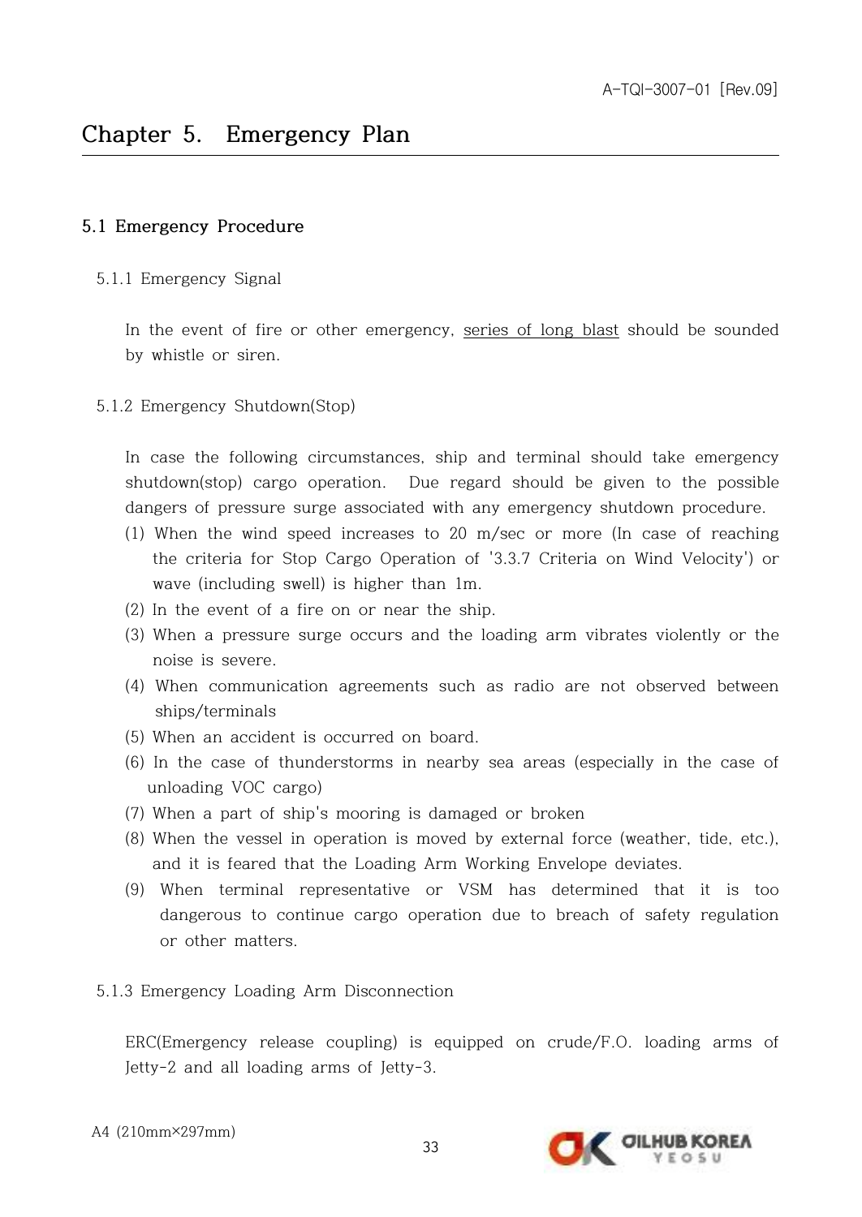# Chapter 5. Emergency Plan

## 5.1 Emergency Procedure

### 5.1.1 Emergency Signal

In the event of fire or other emergency, <u>series of long blast</u> should be sounded by whistle or siren.

### 5.1.2 Emergency Shutdown(Stop)

In case the following circumstances, ship and terminal should take emergency shutdown(stop) cargo operation. Due regard should be given to the possible dangers of pressure surge associated with any emergency shutdown procedure.

(1) When the wind speed increases to 20 m/sec or more (In case of reaching the criteria for Stop Cargo Operation of '3.3.7 Criteria on Wind Velocity') or wave (including swell) is higher than 1m.

(2) In the event of a fire on or near the ship.

(3) When a pressure surge occurs and the loading arm vibrates violently or the noise is severe.

(4) When communication agreements such as radio are not observed between ships/terminals

(5) When an accident is occurred on board.

(6) In the case of thunderstorms in nearby sea areas (especially in the case of unloading VOC cargo)

(7) When a part of ship's mooring is damaged or broken

(8) When the vessel in operation is moved by external force (weather, tide, etc.), and it is feared that the Loading Arm Working Envelope deviates.

(9) When terminal representative or VSM has determined that it is too dangerous to continue cargo operation due to breach of safety regulation or other matters.

### 5.1.3 Emergency Loading Arm Disconnection

ERC(Emergency release coupling) is equipped on crude/F.O. loading arms of Jetty-2 and all loading arms of Jetty-3.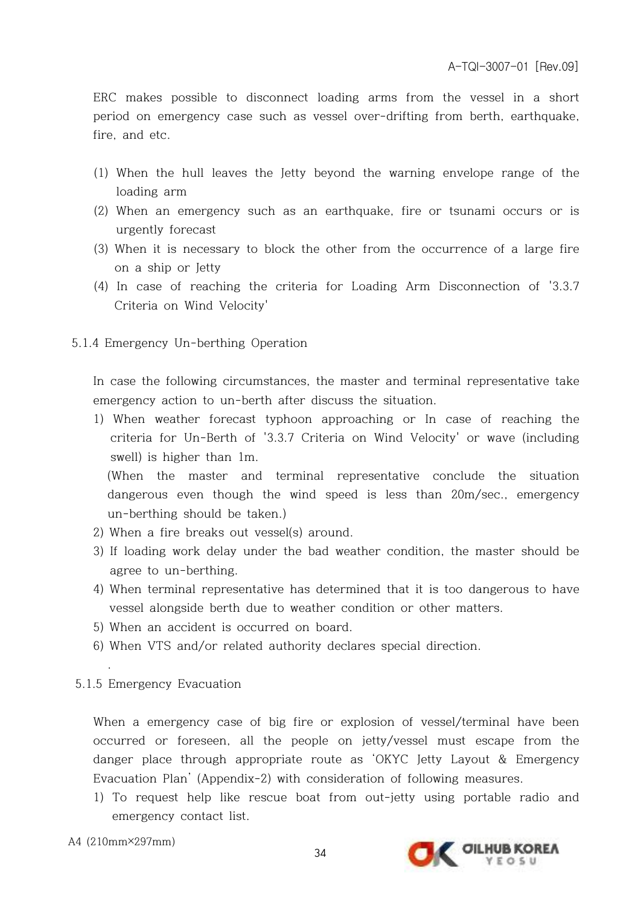ERC makes possible to disconnect loading arms from the vessel in a short period on emergency case such as vessel over-drifting from berth, earthquake, fire, and etc.

(1) When the hull leaves the Jetty beyond the warning envelope range of the loading arm
(2) When an emergency such as an earthquake, fire or tsunami occurs or is urgently forecast
(3) When it is necessary to block the other from the occurrence of a large fire on a ship or Jetty
(4) In case of reaching the criteria for Loading Arm Disconnection of '3.3.7 Criteria on Wind Velocity'

### 5.1.4 Emergency Un-berthing Operation

In case the following circumstances, the master and terminal representative take emergency action to un-berth after discuss the situation.

1) When weather forecast typhoon approaching or In case of reaching the criteria for Un-Berth of '3.3.7 Criteria on Wind Velocity' or wave (including swell) is higher than 1m.
   (When the master and terminal representative conclude the situation dangerous even though the wind speed is less than 20m/sec., emergency un-berthing should be taken.)
2) When a fire breaks out vessel(s) around.
3) If loading work delay under the bad weather condition, the master should be agree to un-berthing.
4) When terminal representative has determined that it is too dangerous to have vessel alongside berth due to weather condition or other matters.
5) When an accident is occurred on board.
6) When VTS and/or related authority declares special direction.

### 5.1.5 Emergency Evacuation

When a emergency case of big fire or explosion of vessel/terminal have been occurred or foreseen, all the people on jetty/vessel must escape from the danger place through appropriate route as 'OKYC Jetty Layout & Emergency Evacuation Plan' (Appendix-2) with consideration of following measures.

1) To request help like rescue boat from out-jetty using portable radio and emergency contact list.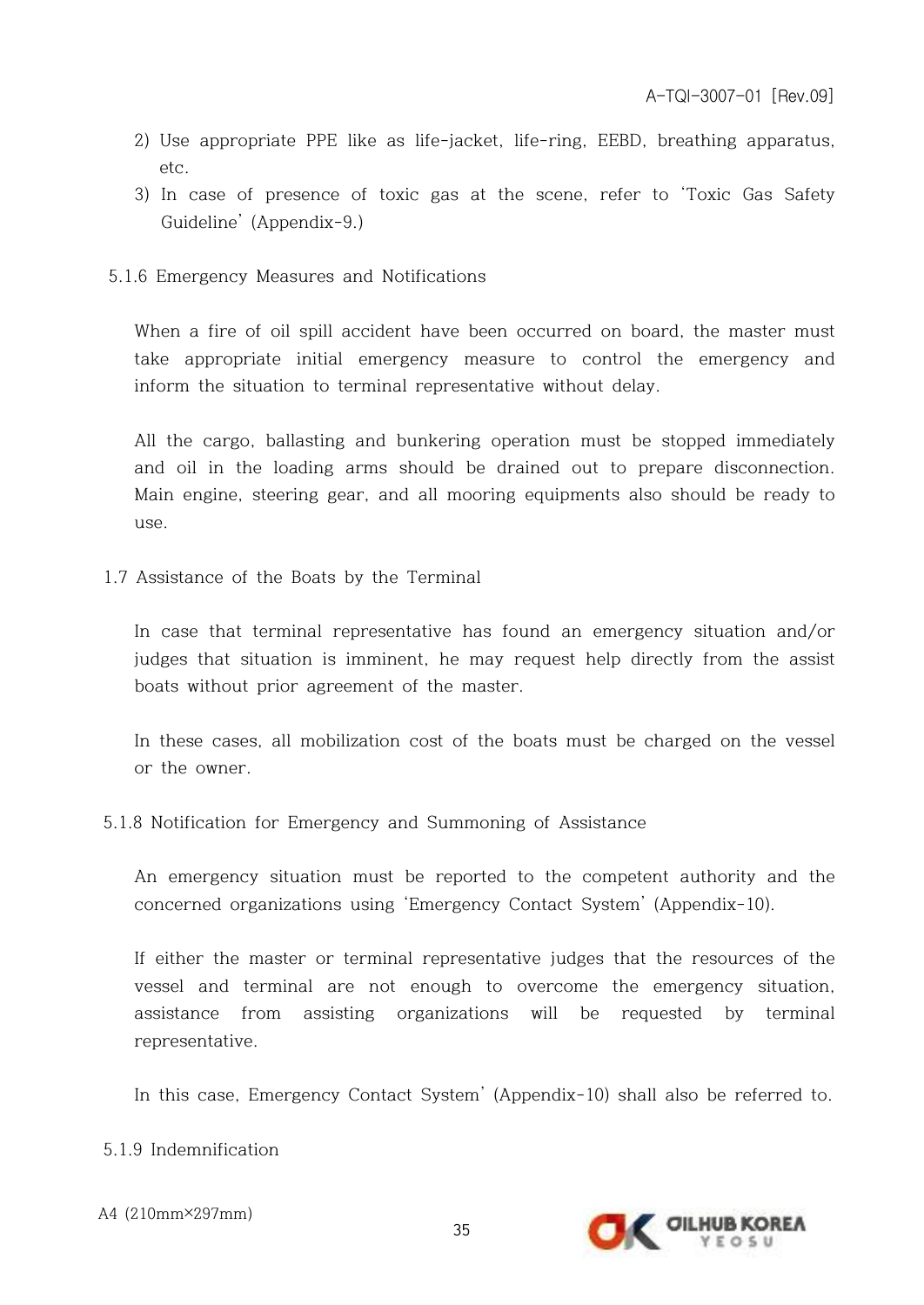2) Use appropriate PPE like as life-jacket, life-ring, EEBD, breathing apparatus, etc.
3) In case of presence of toxic gas at the scene, refer to 'Toxic Gas Safety Guideline' (Appendix-9.)

### 5.1.6 Emergency Measures and Notifications

When a fire of oil spill accident have been occurred on board, the master must take appropriate initial emergency measure to control the emergency and inform the situation to terminal representative without delay.

All the cargo, ballasting and bunkering operation must be stopped immediately and oil in the loading arms should be drained out to prepare disconnection. Main engine, steering gear, and all mooring equipments also should be ready to use.

### 1.7 Assistance of the Boats by the Terminal

In case that terminal representative has found an emergency situation and/or judges that situation is imminent, he may request help directly from the assist boats without prior agreement of the master.

In these cases, all mobilization cost of the boats must be charged on the vessel or the owner.

### 5.1.8 Notification for Emergency and Summoning of Assistance

An emergency situation must be reported to the competent authority and the concerned organizations using 'Emergency Contact System' (Appendix-10).

If either the master or terminal representative judges that the resources of the vessel and terminal are not enough to overcome the emergency situation, assistance from assisting organizations will be requested by terminal representative.

In this case, Emergency Contact System' (Appendix-10) shall also be referred to.

### 5.1.9 Indemnification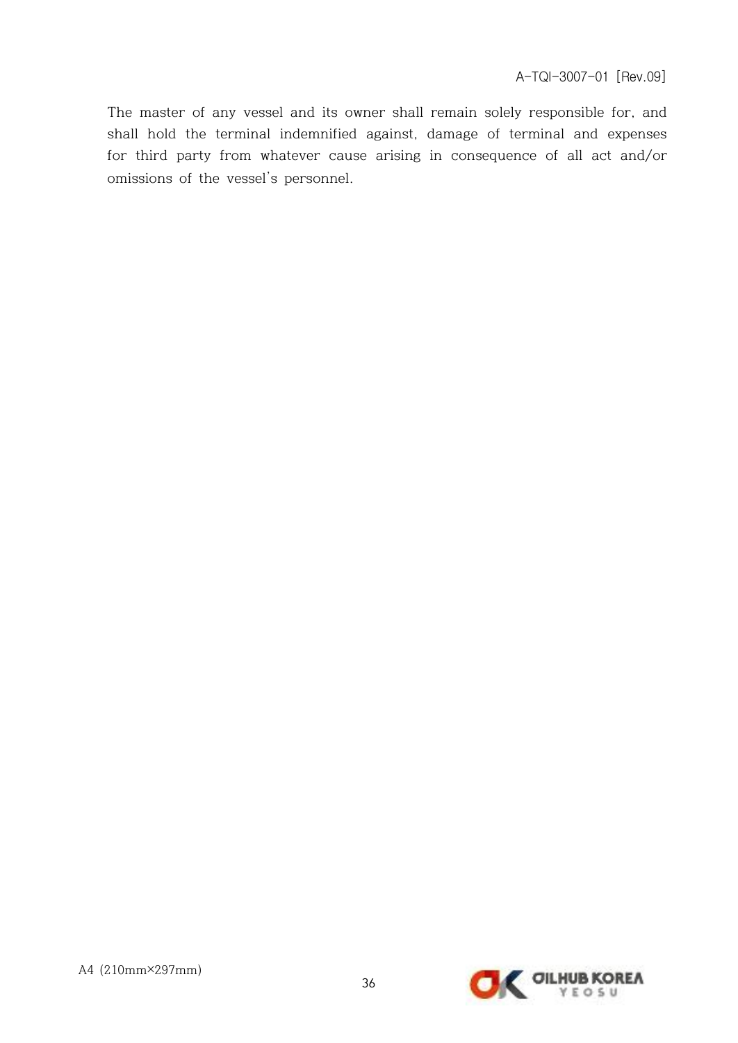The master of any vessel and its owner shall remain solely responsible for, and shall hold the terminal indemnified against, damage of terminal and expenses for third party from whatever cause arising in consequence of all act and/or omissions of the vessel's personnel.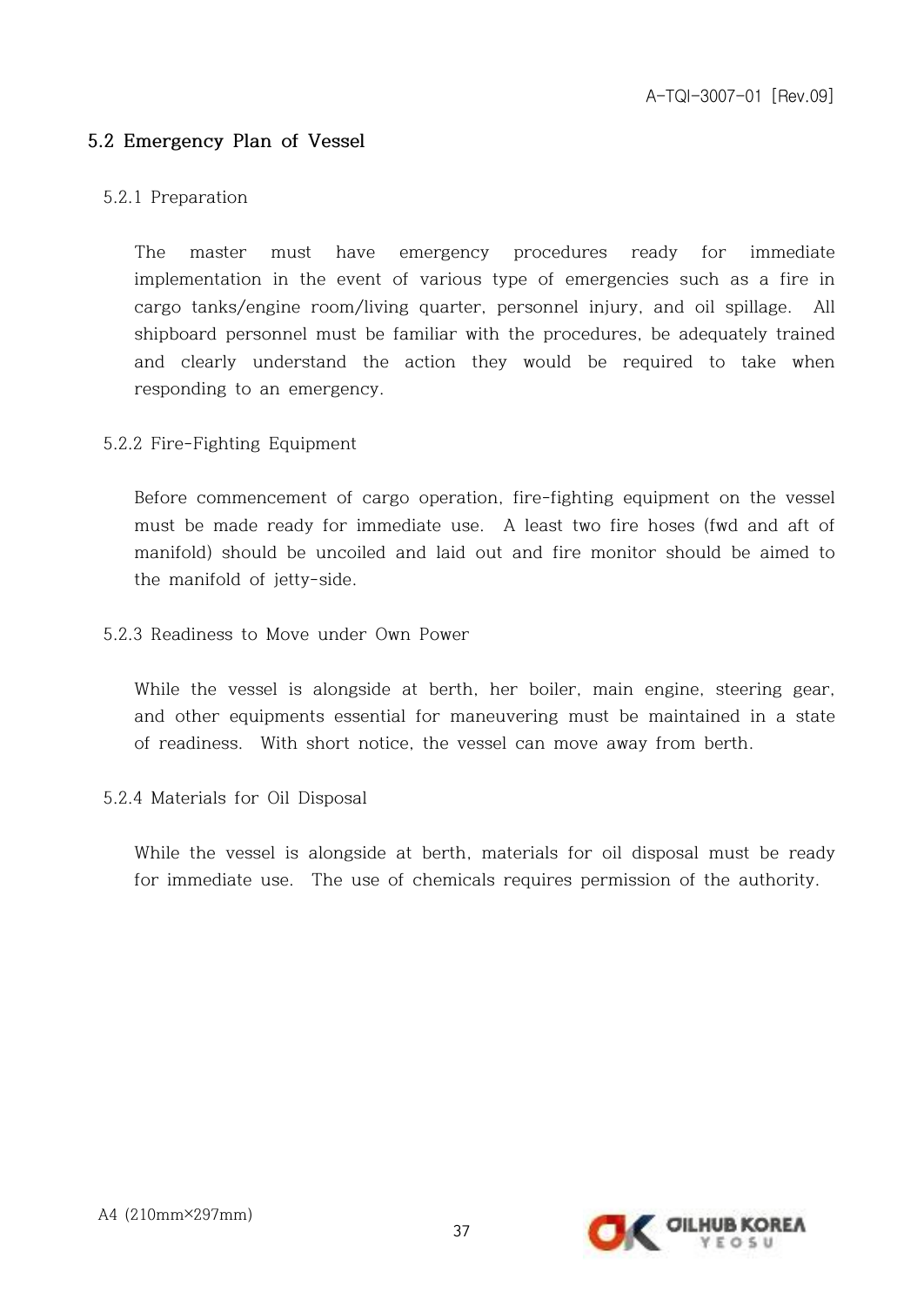## 5.2 Emergency Plan of Vessel

### 5.2.1 Preparation

The master must have emergency procedures ready for immediate implementation in the event of various type of emergencies such as a fire in cargo tanks/engine room/living quarter, personnel injury, and oil spillage. All shipboard personnel must be familiar with the procedures, be adequately trained and clearly understand the action they would be required to take when responding to an emergency.

### 5.2.2 Fire-Fighting Equipment

Before commencement of cargo operation, fire-fighting equipment on the vessel must be made ready for immediate use. A least two fire hoses (fwd and aft of manifold) should be uncoiled and laid out and fire monitor should be aimed to the manifold of jetty-side.

### 5.2.3 Readiness to Move under Own Power

While the vessel is alongside at berth, her boiler, main engine, steering gear, and other equipments essential for maneuvering must be maintained in a state of readiness. With short notice, the vessel can move away from berth.

### 5.2.4 Materials for Oil Disposal

While the vessel is alongside at berth, materials for oil disposal must be ready for immediate use. The use of chemicals requires permission of the authority.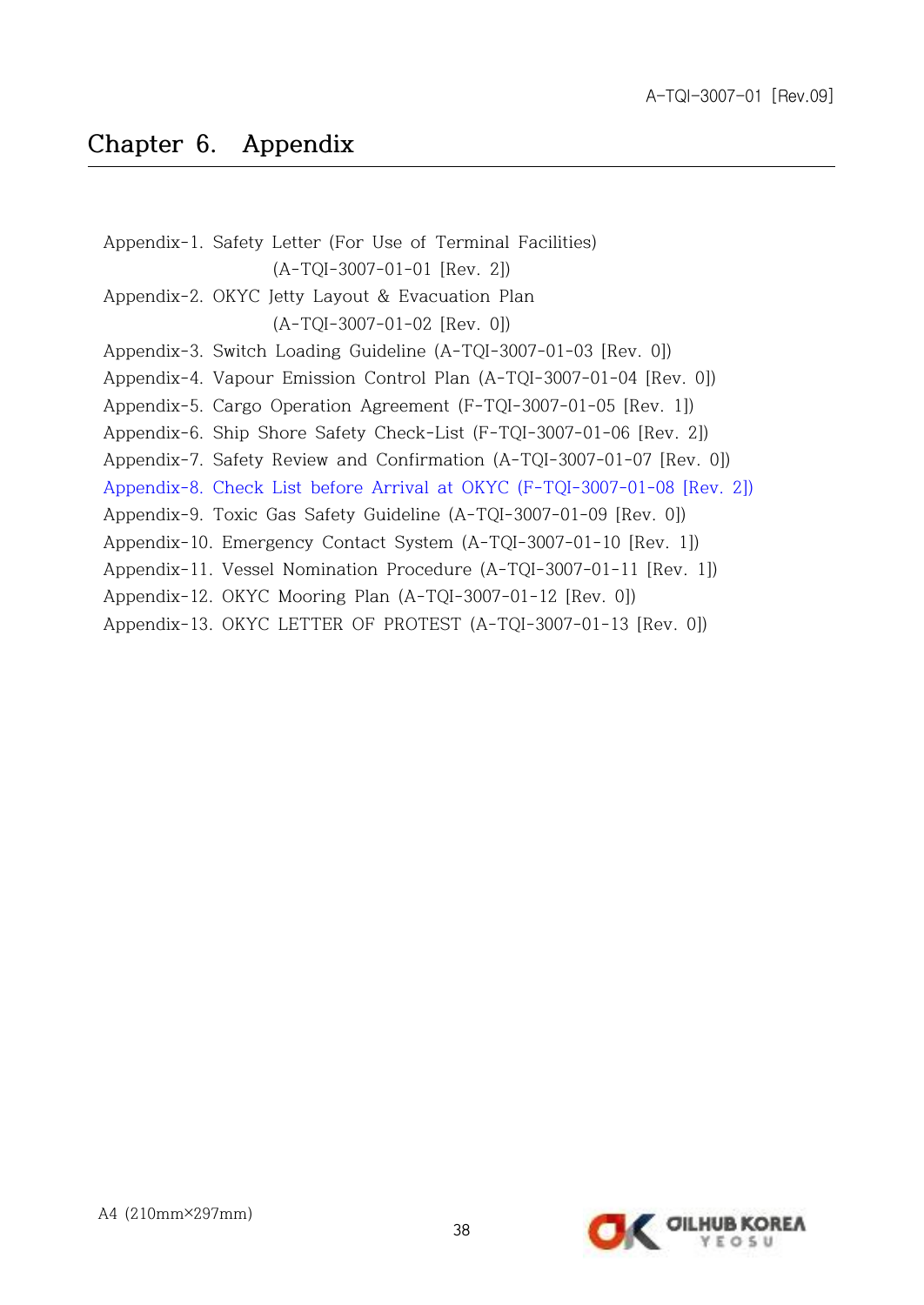# Chapter 6. Appendix

Appendix-1. Safety Letter (For Use of Terminal Facilities)
(A-TQI-3007-01-01 [Rev. 2])

Appendix-2. OKYC Jetty Layout & Evacuation Plan
(A-TQI-3007-01-02 [Rev. 0])

Appendix-3. Switch Loading Guideline (A-TQI-3007-01-03 [Rev. 0])

Appendix-4. Vapour Emission Control Plan (A-TQI-3007-01-04 [Rev. 0])

Appendix-5. Cargo Operation Agreement (F-TQI-3007-01-05 [Rev. 1])

Appendix-6. Ship Shore Safety Check-List (F-TQI-3007-01-06 [Rev. 2])

Appendix-7. Safety Review and Confirmation (A-TQI-3007-01-07 [Rev. 0])

Appendix-8. Check List before Arrival at OKYC (F-TQI-3007-01-08 [Rev. 2])

Appendix-9. Toxic Gas Safety Guideline (A-TQI-3007-01-09 [Rev. 0])

Appendix-10. Emergency Contact System (A-TQI-3007-01-10 [Rev. 1])

Appendix-11. Vessel Nomination Procedure (A-TQI-3007-01-11 [Rev. 1])

Appendix-12. OKYC Mooring Plan (A-TQI-3007-01-12 [Rev. 0])

Appendix-13. OKYC LETTER OF PROTEST (A-TQI-3007-01-13 [Rev. 0])